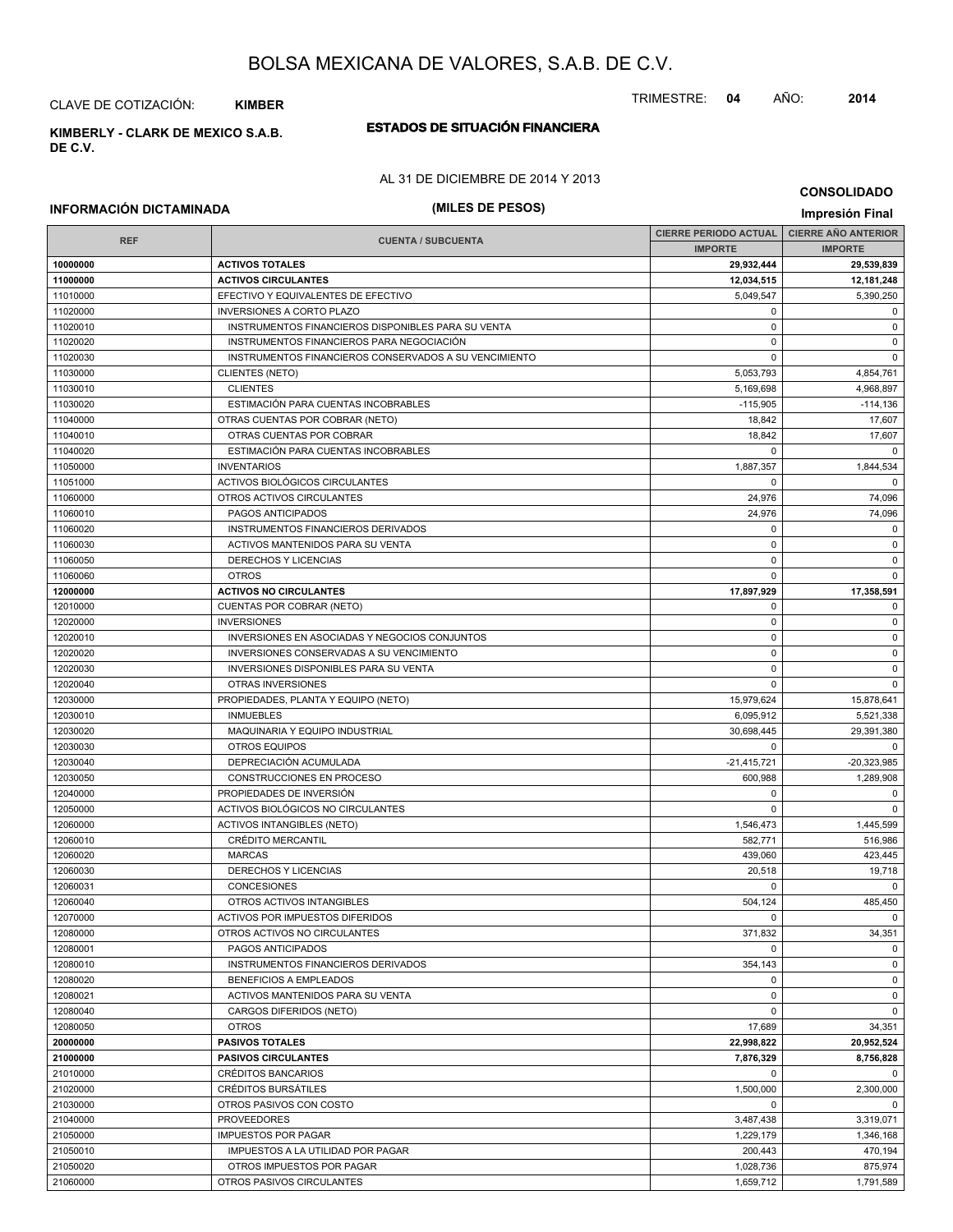# BOLSA MEXICANA DE VALORES, S.A.B. DE C.V.

CLAVE DE COTIZACIÓN: **KIMBER**

TRIMESTRE: **04** AÑO: **2014**

**KIMBERLY - CLARK DE MEXICO S.A.B. DE C.V.**

## ESTADOS DE SITUACIÓN FINANCIERA

AL 31 DE DICIEMBRE DE 2014 Y 2013

**CONSOLIDADO**

**INFORMACIÓN DICTAMINADA**

**(MILES DE PESOS)**

**Impresión Final**

| REF | CUENTA / SUBCUENTA | CIERRE PERIODO ACTUAL | CIERRE AÑO ANTERIOR |
|---|---|---|---|
| | | IMPORTE | IMPORTE |
| **10000000** | **ACTIVOS TOTALES** | **29,932,444** | **29,539,839** |
| **11000000** | **ACTIVOS CIRCULANTES** | **12,034,515** | **12,181,248** |
| 11010000 | EFECTIVO Y EQUIVALENTES DE EFECTIVO | 5,049,547 | 5,390,250 |
| 11020000 | INVERSIONES A CORTO PLAZO | 0 | 0 |
| 11020010 | INSTRUMENTOS FINANCIEROS DISPONIBLES PARA SU VENTA | 0 | 0 |
| 11020020 | INSTRUMENTOS FINANCIEROS PARA NEGOCIACIÓN | 0 | 0 |
| 11020030 | INSTRUMENTOS FINANCIEROS CONSERVADOS A SU VENCIMIENTO | 0 | 0 |
| 11030000 | CLIENTES (NETO) | 5,053,793 | 4,854,761 |
| 11030010 | CLIENTES | 5,169,698 | 4,968,897 |
| 11030020 | ESTIMACIÓN PARA CUENTAS INCOBRABLES | -115,905 | -114,136 |
| 11040000 | OTRAS CUENTAS POR COBRAR (NETO) | 18,842 | 17,607 |
| 11040010 | OTRAS CUENTAS POR COBRAR | 18,842 | 17,607 |
| 11040020 | ESTIMACIÓN PARA CUENTAS INCOBRABLES | 0 | 0 |
| 11050000 | INVENTARIOS | 1,887,357 | 1,844,534 |
| 11051000 | ACTIVOS BIOLÓGICOS CIRCULANTES | 0 | 0 |
| 11060000 | OTROS ACTIVOS CIRCULANTES | 24,976 | 74,096 |
| 11060010 | PAGOS ANTICIPADOS | 24,976 | 74,096 |
| 11060020 | INSTRUMENTOS FINANCIEROS DERIVADOS | 0 | 0 |
| 11060030 | ACTIVOS MANTENIDOS PARA SU VENTA | 0 | 0 |
| 11060050 | DERECHOS Y LICENCIAS | 0 | 0 |
| 11060060 | OTROS | 0 | 0 |
| **12000000** | **ACTIVOS NO CIRCULANTES** | **17,897,929** | **17,358,591** |
| 12010000 | CUENTAS POR COBRAR (NETO) | 0 | 0 |
| 12020000 | INVERSIONES | 0 | 0 |
| 12020010 | INVERSIONES EN ASOCIADAS Y NEGOCIOS CONJUNTOS | 0 | 0 |
| 12020020 | INVERSIONES CONSERVADAS A SU VENCIMIENTO | 0 | 0 |
| 12020030 | INVERSIONES DISPONIBLES PARA SU VENTA | 0 | 0 |
| 12020040 | OTRAS INVERSIONES | 0 | 0 |
| 12030000 | PROPIEDADES, PLANTA Y EQUIPO (NETO) | 15,979,624 | 15,878,641 |
| 12030010 | INMUEBLES | 6,095,912 | 5,521,338 |
| 12030020 | MAQUINARIA Y EQUIPO INDUSTRIAL | 30,698,445 | 29,391,380 |
| 12030030 | OTROS EQUIPOS | 0 | 0 |
| 12030040 | DEPRECIACIÓN ACUMULADA | -21,415,721 | -20,323,985 |
| 12030050 | CONSTRUCCIONES EN PROCESO | 600,988 | 1,289,908 |
| 12040000 | PROPIEDADES DE INVERSIÓN | 0 | 0 |
| 12050000 | ACTIVOS BIOLÓGICOS NO CIRCULANTES | 0 | 0 |
| 12060000 | ACTIVOS INTANGIBLES (NETO) | 1,546,473 | 1,445,599 |
| 12060010 | CRÉDITO MERCANTIL | 582,771 | 516,986 |
| 12060020 | MARCAS | 439,060 | 423,445 |
| 12060030 | DERECHOS Y LICENCIAS | 20,518 | 19,718 |
| 12060031 | CONCESIONES | 0 | 0 |
| 12060040 | OTROS ACTIVOS INTANGIBLES | 504,124 | 485,450 |
| 12070000 | ACTIVOS POR IMPUESTOS DIFERIDOS | 0 | 0 |
| 12080000 | OTROS ACTIVOS NO CIRCULANTES | 371,832 | 34,351 |
| 12080001 | PAGOS ANTICIPADOS | 0 | 0 |
| 12080010 | INSTRUMENTOS FINANCIEROS DERIVADOS | 354,143 | 0 |
| 12080020 | BENEFICIOS A EMPLEADOS | 0 | 0 |
| 12080021 | ACTIVOS MANTENIDOS PARA SU VENTA | 0 | 0 |
| 12080040 | CARGOS DIFERIDOS (NETO) | 0 | 0 |
| 12080050 | OTROS | 17,689 | 34,351 |
| **20000000** | **PASIVOS TOTALES** | **22,998,822** | **20,952,524** |
| **21000000** | **PASIVOS CIRCULANTES** | **7,876,329** | **8,756,828** |
| 21010000 | CRÉDITOS BANCARIOS | 0 | 0 |
| 21020000 | CRÉDITOS BURSÁTILES | 1,500,000 | 2,300,000 |
| 21030000 | OTROS PASIVOS CON COSTO | 0 | 0 |
| 21040000 | PROVEEDORES | 3,487,438 | 3,319,071 |
| 21050000 | IMPUESTOS POR PAGAR | 1,229,179 | 1,346,168 |
| 21050010 | IMPUESTOS A LA UTILIDAD POR PAGAR | 200,443 | 470,194 |
| 21050020 | OTROS IMPUESTOS POR PAGAR | 1,028,736 | 875,974 |
| 21060000 | OTROS PASIVOS CIRCULANTES | 1,659,712 | 1,791,589 |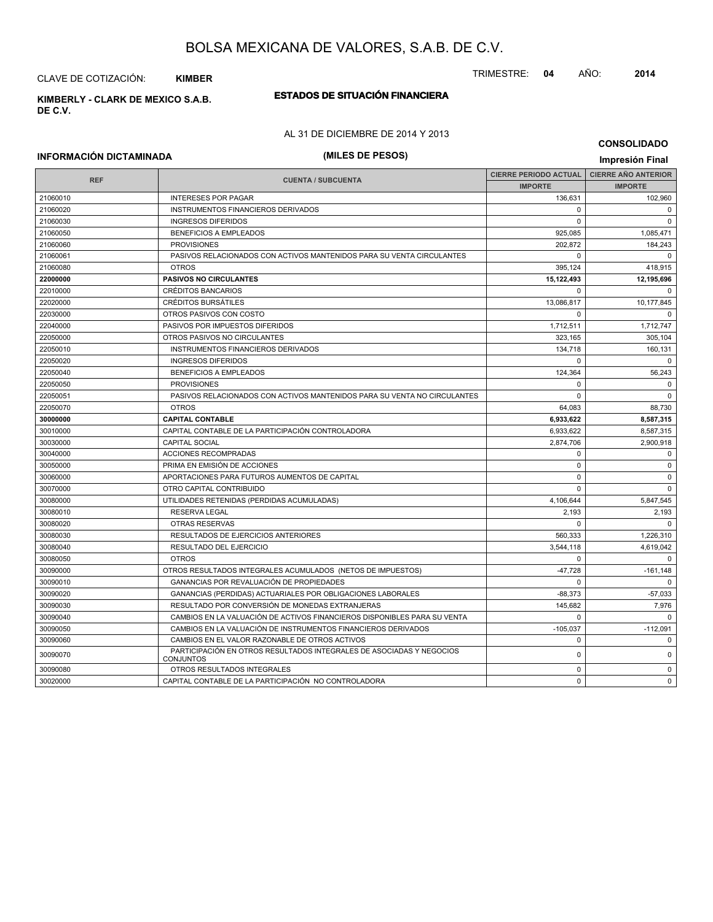# BOLSA MEXICANA DE VALORES, S.A.B. DE C.V.

CLAVE DE COTIZACIÓN: **KIMBER**

TRIMESTRE: **04** AÑO: **2014**

**KIMBERLY - CLARK DE MEXICO S.A.B. DE C.V.**

## ESTADOS DE SITUACIÓN FINANCIERA

AL 31 DE DICIEMBRE DE 2014 Y 2013

**CONSOLIDADO**

**INFORMACIÓN DICTAMINADA**

**(MILES DE PESOS)**

**Impresión Final**

| REF | CUENTA / SUBCUENTA | CIERRE PERIODO ACTUAL | CIERRE AÑO ANTERIOR |
|---|---|---|---|
| | | IMPORTE | IMPORTE |
| 21060010 | INTERESES POR PAGAR | 136,631 | 102,960 |
| 21060020 | INSTRUMENTOS FINANCIEROS DERIVADOS | 0 | 0 |
| 21060030 | INGRESOS DIFERIDOS | 0 | 0 |
| 21060050 | BENEFICIOS A EMPLEADOS | 925,085 | 1,085,471 |
| 21060060 | PROVISIONES | 202,872 | 184,243 |
| 21060061 | PASIVOS RELACIONADOS CON ACTIVOS MANTENIDOS PARA SU VENTA CIRCULANTES | 0 | 0 |
| 21060080 | OTROS | 395,124 | 418,915 |
| **22000000** | **PASIVOS NO CIRCULANTES** | **15,122,493** | **12,195,696** |
| 22010000 | CRÉDITOS BANCARIOS | 0 | 0 |
| 22020000 | CRÉDITOS BURSÁTILES | 13,086,817 | 10,177,845 |
| 22030000 | OTROS PASIVOS CON COSTO | 0 | 0 |
| 22040000 | PASIVOS POR IMPUESTOS DIFERIDOS | 1,712,511 | 1,712,747 |
| 22050000 | OTROS PASIVOS NO CIRCULANTES | 323,165 | 305,104 |
| 22050010 | INSTRUMENTOS FINANCIEROS DERIVADOS | 134,718 | 160,131 |
| 22050020 | INGRESOS DIFERIDOS | 0 | 0 |
| 22050040 | BENEFICIOS A EMPLEADOS | 124,364 | 56,243 |
| 22050050 | PROVISIONES | 0 | 0 |
| 22050051 | PASIVOS RELACIONADOS CON ACTIVOS MANTENIDOS PARA SU VENTA NO CIRCULANTES | 0 | 0 |
| 22050070 | OTROS | 64,083 | 88,730 |
| **30000000** | **CAPITAL CONTABLE** | **6,933,622** | **8,587,315** |
| 30010000 | CAPITAL CONTABLE DE LA PARTICIPACIÓN CONTROLADORA | 6,933,622 | 8,587,315 |
| 30030000 | CAPITAL SOCIAL | 2,874,706 | 2,900,918 |
| 30040000 | ACCIONES RECOMPRADAS | 0 | 0 |
| 30050000 | PRIMA EN EMISIÓN DE ACCIONES | 0 | 0 |
| 30060000 | APORTACIONES PARA FUTUROS AUMENTOS DE CAPITAL | 0 | 0 |
| 30070000 | OTRO CAPITAL CONTRIBUIDO | 0 | 0 |
| 30080000 | UTILIDADES RETENIDAS (PERDIDAS ACUMULADAS) | 4,106,644 | 5,847,545 |
| 30080010 | RESERVA LEGAL | 2,193 | 2,193 |
| 30080020 | OTRAS RESERVAS | 0 | 0 |
| 30080030 | RESULTADOS DE EJERCICIOS ANTERIORES | 560,333 | 1,226,310 |
| 30080040 | RESULTADO DEL EJERCICIO | 3,544,118 | 4,619,042 |
| 30080050 | OTROS | 0 | 0 |
| 30090000 | OTROS RESULTADOS INTEGRALES ACUMULADOS (NETOS DE IMPUESTOS) | -47,728 | -161,148 |
| 30090010 | GANANCIAS POR REVALUACIÓN DE PROPIEDADES | 0 | 0 |
| 30090020 | GANANCIAS (PERDIDAS) ACTUARIALES POR OBLIGACIONES LABORALES | -88,373 | -57,033 |
| 30090030 | RESULTADO POR CONVERSIÓN DE MONEDAS EXTRANJERAS | 145,682 | 7,976 |
| 30090040 | CAMBIOS EN LA VALUACIÓN DE ACTIVOS FINANCIEROS DISPONIBLES PARA SU VENTA | 0 | 0 |
| 30090050 | CAMBIOS EN LA VALUACIÓN DE INSTRUMENTOS FINANCIEROS DERIVADOS | -105,037 | -112,091 |
| 30090060 | CAMBIOS EN EL VALOR RAZONABLE DE OTROS ACTIVOS | 0 | 0 |
| 30090070 | PARTICIPACIÓN EN OTROS RESULTADOS INTEGRALES DE ASOCIADAS Y NEGOCIOS CONJUNTOS | 0 | 0 |
| 30090080 | OTROS RESULTADOS INTEGRALES | 0 | 0 |
| 30020000 | CAPITAL CONTABLE DE LA PARTICIPACIÓN NO CONTROLADORA | 0 | 0 |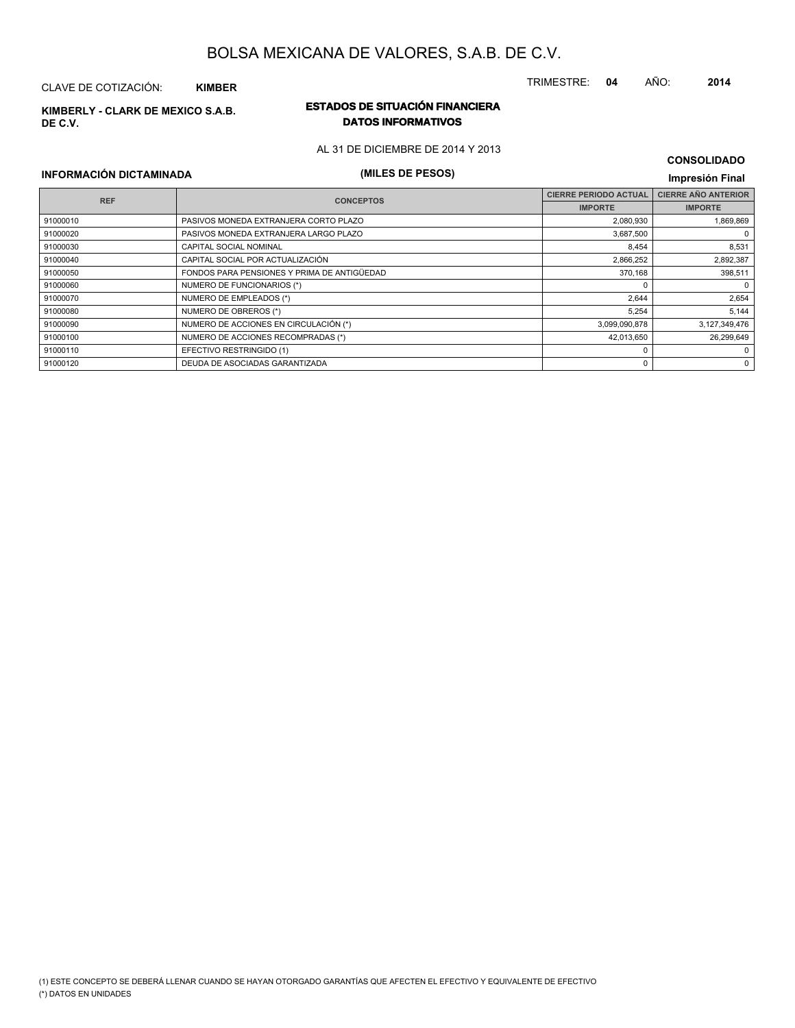# BOLSA MEXICANA DE VALORES, S.A.B. DE C.V.

CLAVE DE COTIZACIÓN: **KIMBER**

TRIMESTRE: **04** AÑO: **2014**

**KIMBERLY - CLARK DE MEXICO S.A.B. DE C.V.**

## ESTADOS DE SITUACIÓN FINANCIERA
### DATOS INFORMATIVOS

AL 31 DE DICIEMBRE DE 2014 Y 2013

**CONSOLIDADO**

**INFORMACIÓN DICTAMINADA**

**(MILES DE PESOS)**

**Impresión Final**

| REF | CONCEPTOS | CIERRE PERIODO ACTUAL | CIERRE AÑO ANTERIOR |
|---|---|---|---|
| | | IMPORTE | IMPORTE |
| 91000010 | PASIVOS MONEDA EXTRANJERA CORTO PLAZO | 2,080,930 | 1,869,869 |
| 91000020 | PASIVOS MONEDA EXTRANJERA LARGO PLAZO | 3,687,500 | 0 |
| 91000030 | CAPITAL SOCIAL NOMINAL | 8,454 | 8,531 |
| 91000040 | CAPITAL SOCIAL POR ACTUALIZACIÓN | 2,866,252 | 2,892,387 |
| 91000050 | FONDOS PARA PENSIONES Y PRIMA DE ANTIGÜEDAD | 370,168 | 398,511 |
| 91000060 | NUMERO DE FUNCIONARIOS (*) | 0 | 0 |
| 91000070 | NUMERO DE EMPLEADOS (*) | 2,644 | 2,654 |
| 91000080 | NUMERO DE OBREROS (*) | 5,254 | 5,144 |
| 91000090 | NUMERO DE ACCIONES EN CIRCULACIÓN (*) | 3,099,090,878 | 3,127,349,476 |
| 91000100 | NUMERO DE ACCIONES RECOMPRADAS (*) | 42,013,650 | 26,299,649 |
| 91000110 | EFECTIVO RESTRINGIDO (1) | 0 | 0 |
| 91000120 | DEUDA DE ASOCIADAS GARANTIZADA | 0 | 0 |

(1) ESTE CONCEPTO SE DEBERÁ LLENAR CUANDO SE HAYAN OTORGADO GARANTÍAS QUE AFECTEN EL EFECTIVO Y EQUIVALENTE DE EFECTIVO

(*) DATOS EN UNIDADES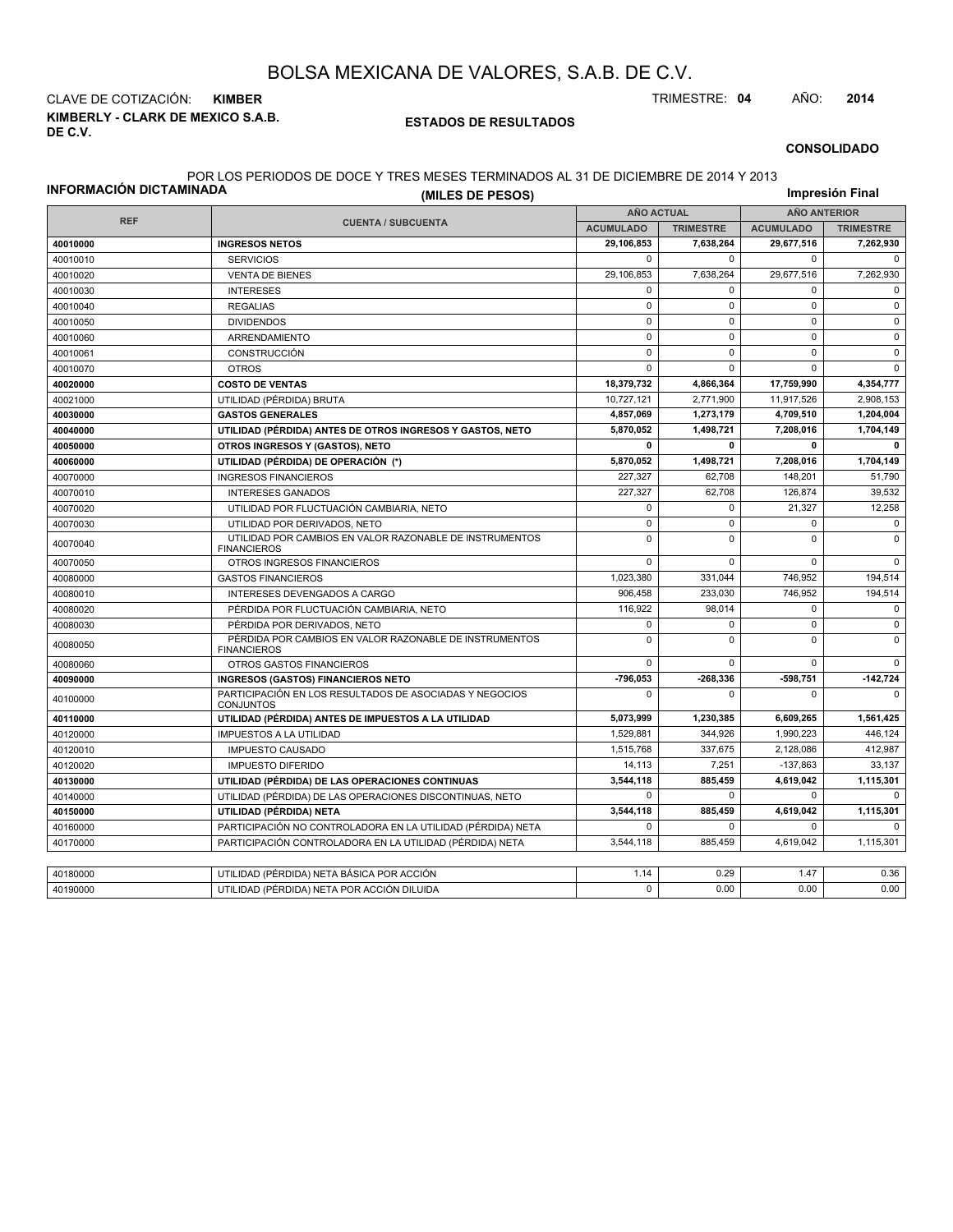# BOLSA MEXICANA DE VALORES, S.A.B. DE C.V.

CLAVE DE COTIZACIÓN: **KIMBER** TRIMESTRE: **04** AÑO: **2014**

**KIMBERLY - CLARK DE MEXICO S.A.B. DE C.V.**

**ESTADOS DE RESULTADOS**

**CONSOLIDADO**

**INFORMACIÓN DICTAMINADA**

POR LOS PERIODOS DE DOCE Y TRES MESES TERMINADOS AL 31 DE DICIEMBRE DE 2014 Y 2013

**(MILES DE PESOS)**

**Impresión Final**

| REF | CUENTA / SUBCUENTA | AÑO ACTUAL | | AÑO ANTERIOR | |
|---|---|---|---|---|---|
| | | ACUMULADO | TRIMESTRE | ACUMULADO | TRIMESTRE |
| **40010000** | **INGRESOS NETOS** | **29,106,853** | **7,638,264** | **29,677,516** | **7,262,930** |
| 40010010 | SERVICIOS | 0 | 0 | 0 | 0 |
| 40010020 | VENTA DE BIENES | 29,106,853 | 7,638,264 | 29,677,516 | 7,262,930 |
| 40010030 | INTERESES | 0 | 0 | 0 | 0 |
| 40010040 | REGALIAS | 0 | 0 | 0 | 0 |
| 40010050 | DIVIDENDOS | 0 | 0 | 0 | 0 |
| 40010060 | ARRENDAMIENTO | 0 | 0 | 0 | 0 |
| 40010061 | CONSTRUCCIÓN | 0 | 0 | 0 | 0 |
| 40010070 | OTROS | 0 | 0 | 0 | 0 |
| **40020000** | **COSTO DE VENTAS** | **18,379,732** | **4,866,364** | **17,759,990** | **4,354,777** |
| 40021000 | UTILIDAD (PÉRDIDA) BRUTA | 10,727,121 | 2,771,900 | 11,917,526 | 2,908,153 |
| **40030000** | **GASTOS GENERALES** | **4,857,069** | **1,273,179** | **4,709,510** | **1,204,004** |
| **40040000** | **UTILIDAD (PÉRDIDA) ANTES DE OTROS INGRESOS Y GASTOS, NETO** | **5,870,052** | **1,498,721** | **7,208,016** | **1,704,149** |
| **40050000** | **OTROS INGRESOS Y (GASTOS), NETO** | **0** | **0** | **0** | **0** |
| **40060000** | **UTILIDAD (PÉRDIDA) DE OPERACIÓN (*)** | **5,870,052** | **1,498,721** | **7,208,016** | **1,704,149** |
| 40070000 | INGRESOS FINANCIEROS | 227,327 | 62,708 | 148,201 | 51,790 |
| 40070010 | INTERESES GANADOS | 227,327 | 62,708 | 126,874 | 39,532 |
| 40070020 | UTILIDAD POR FLUCTUACIÓN CAMBIARIA, NETO | 0 | 0 | 21,327 | 12,258 |
| 40070030 | UTILIDAD POR DERIVADOS, NETO | 0 | 0 | 0 | 0 |
| 40070040 | UTILIDAD POR CAMBIOS EN VALOR RAZONABLE DE INSTRUMENTOS FINANCIEROS | 0 | 0 | 0 | 0 |
| 40070050 | OTROS INGRESOS FINANCIEROS | 0 | 0 | 0 | 0 |
| 40080000 | GASTOS FINANCIEROS | 1,023,380 | 331,044 | 746,952 | 194,514 |
| 40080010 | INTERESES DEVENGADOS A CARGO | 906,458 | 233,030 | 746,952 | 194,514 |
| 40080020 | PÉRDIDA POR FLUCTUACIÓN CAMBIARIA, NETO | 116,922 | 98,014 | 0 | 0 |
| 40080030 | PÉRDIDA POR DERIVADOS, NETO | 0 | 0 | 0 | 0 |
| 40080050 | PÉRDIDA POR CAMBIOS EN VALOR RAZONABLE DE INSTRUMENTOS FINANCIEROS | 0 | 0 | 0 | 0 |
| 40080060 | OTROS GASTOS FINANCIEROS | 0 | 0 | 0 | 0 |
| **40090000** | **INGRESOS (GASTOS) FINANCIEROS NETO** | **-796,053** | **-268,336** | **-598,751** | **-142,724** |
| 40100000 | PARTICIPACIÓN EN LOS RESULTADOS DE ASOCIADAS Y NEGOCIOS CONJUNTOS | 0 | 0 | 0 | 0 |
| **40110000** | **UTILIDAD (PÉRDIDA) ANTES DE IMPUESTOS A LA UTILIDAD** | **5,073,999** | **1,230,385** | **6,609,265** | **1,561,425** |
| 40120000 | IMPUESTOS A LA UTILIDAD | 1,529,881 | 344,926 | 1,990,223 | 446,124 |
| 40120010 | IMPUESTO CAUSADO | 1,515,768 | 337,675 | 2,128,086 | 412,987 |
| 40120020 | IMPUESTO DIFERIDO | 14,113 | 7,251 | -137,863 | 33,137 |
| **40130000** | **UTILIDAD (PÉRDIDA) DE LAS OPERACIONES CONTINUAS** | **3,544,118** | **885,459** | **4,619,042** | **1,115,301** |
| 40140000 | UTILIDAD (PÉRDIDA) DE LAS OPERACIONES DISCONTINUAS, NETO | 0 | 0 | 0 | 0 |
| **40150000** | **UTILIDAD (PÉRDIDA) NETA** | **3,544,118** | **885,459** | **4,619,042** | **1,115,301** |
| 40160000 | PARTICIPACIÓN NO CONTROLADORA EN LA UTILIDAD (PÉRDIDA) NETA | 0 | 0 | 0 | 0 |
| 40170000 | PARTICIPACIÓN CONTROLADORA EN LA UTILIDAD (PÉRDIDA) NETA | 3,544,118 | 885,459 | 4,619,042 | 1,115,301 |

| REF | CUENTA / SUBCUENTA | ACUMULADO | TRIMESTRE | ACUMULADO | TRIMESTRE |
|---|---|---|---|---|---|
| 40180000 | UTILIDAD (PÉRDIDA) NETA BÁSICA POR ACCIÓN | 1.14 | 0.29 | 1.47 | 0.36 |
| 40190000 | UTILIDAD (PÉRDIDA) NETA POR ACCIÓN DILUIDA | 0 | 0.00 | 0.00 | 0.00 |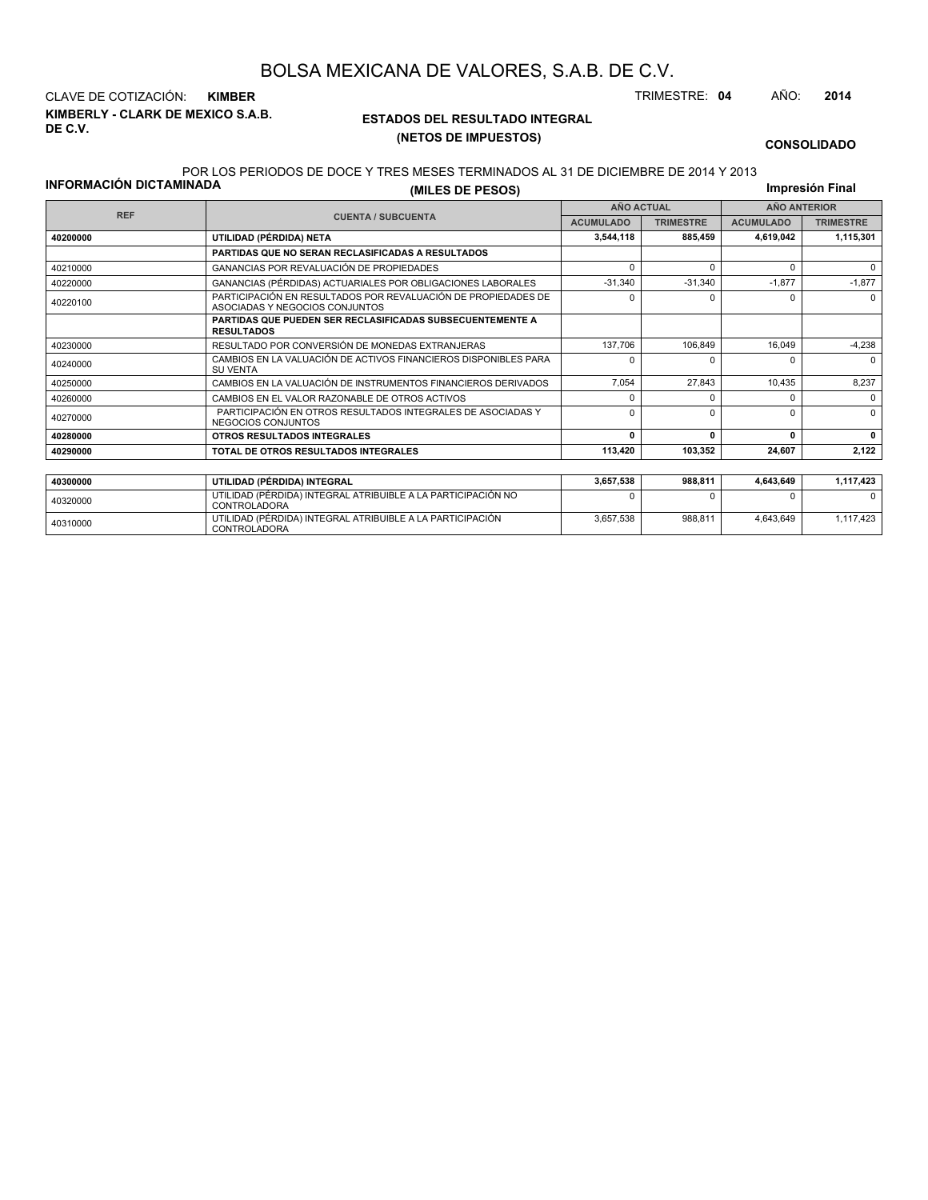# BOLSA MEXICANA DE VALORES, S.A.B. DE C.V.

CLAVE DE COTIZACIÓN: **KIMBER**

TRIMESTRE: **04** AÑO: **2014**

**KIMBERLY - CLARK DE MEXICO S.A.B. DE C.V.**

## ESTADOS DEL RESULTADO INTEGRAL
### (NETOS DE IMPUESTOS)

**CONSOLIDADO**

POR LOS PERIODOS DE DOCE Y TRES MESES TERMINADOS AL 31 DE DICIEMBRE DE 2014 Y 2013

**INFORMACIÓN DICTAMINADA**

**(MILES DE PESOS)**

**Impresión Final**

| REF | CUENTA / SUBCUENTA | AÑO ACTUAL | | AÑO ANTERIOR | |
|---|---|---|---|---|---|
| | | ACUMULADO | TRIMESTRE | ACUMULADO | TRIMESTRE |
| **40200000** | **UTILIDAD (PÉRDIDA) NETA** | **3,544,118** | **885,459** | **4,619,042** | **1,115,301** |
| | **PARTIDAS QUE NO SERAN RECLASIFICADAS A RESULTADOS** | | | | |
| 40210000 | GANANCIAS POR REVALUACIÓN DE PROPIEDADES | 0 | 0 | 0 | 0 |
| 40220000 | GANANCIAS (PÉRDIDAS) ACTUARIALES POR OBLIGACIONES LABORALES | -31,340 | -31,340 | -1,877 | -1,877 |
| 40220100 | PARTICIPACIÓN EN RESULTADOS POR REVALUACIÓN DE PROPIEDADES DE ASOCIADAS Y NEGOCIOS CONJUNTOS | 0 | 0 | 0 | 0 |
| | **PARTIDAS QUE PUEDEN SER RECLASIFICADAS SUBSECUENTEMENTE A RESULTADOS** | | | | |
| 40230000 | RESULTADO POR CONVERSIÓN DE MONEDAS EXTRANJERAS | 137,706 | 106,849 | 16,049 | -4,238 |
| 40240000 | CAMBIOS EN LA VALUACIÓN DE ACTIVOS FINANCIEROS DISPONIBLES PARA SU VENTA | 0 | 0 | 0 | 0 |
| 40250000 | CAMBIOS EN LA VALUACIÓN DE INSTRUMENTOS FINANCIEROS DERIVADOS | 7,054 | 27,843 | 10,435 | 8,237 |
| 40260000 | CAMBIOS EN EL VALOR RAZONABLE DE OTROS ACTIVOS | 0 | 0 | 0 | 0 |
| 40270000 | PARTICIPACIÓN EN OTROS RESULTADOS INTEGRALES DE ASOCIADAS Y NEGOCIOS CONJUNTOS | 0 | 0 | 0 | 0 |
| **40280000** | **OTROS RESULTADOS INTEGRALES** | **0** | **0** | **0** | **0** |
| **40290000** | **TOTAL DE OTROS RESULTADOS INTEGRALES** | **113,420** | **103,352** | **24,607** | **2,122** |
| **40300000** | **UTILIDAD (PÉRDIDA) INTEGRAL** | **3,657,538** | **988,811** | **4,643,649** | **1,117,423** |
| 40320000 | UTILIDAD (PÉRDIDA) INTEGRAL ATRIBUIBLE A LA PARTICIPACIÓN NO CONTROLADORA | 0 | 0 | 0 | 0 |
| 40310000 | UTILIDAD (PÉRDIDA) INTEGRAL ATRIBUIBLE A LA PARTICIPACIÓN CONTROLADORA | 3,657,538 | 988,811 | 4,643,649 | 1,117,423 |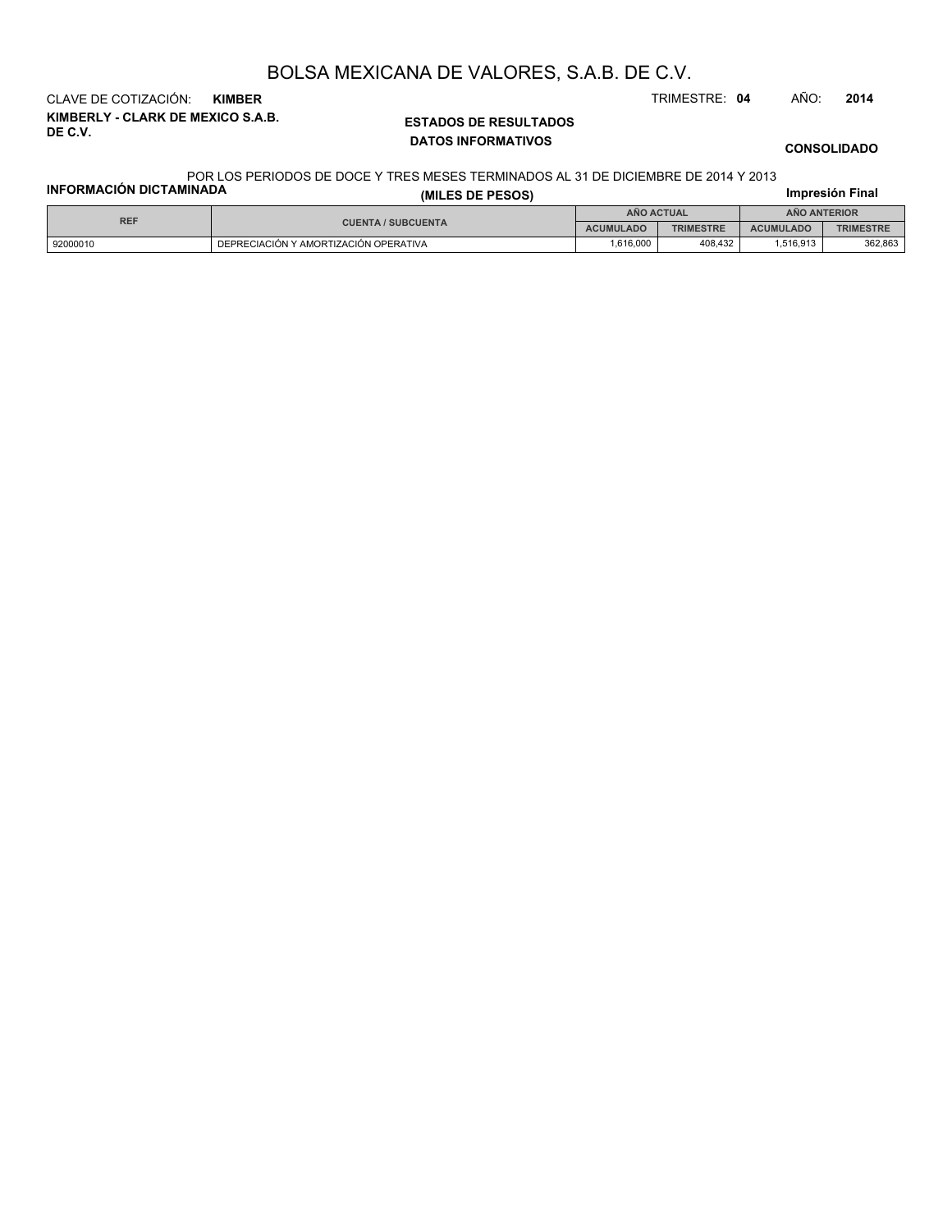# BOLSA MEXICANA DE VALORES, S.A.B. DE C.V.

CLAVE DE COTIZACIÓN: **KIMBER**

TRIMESTRE: **04** AÑO: **2014**

**KIMBERLY - CLARK DE MEXICO S.A.B. DE C.V.**

**ESTADOS DE RESULTADOS**

**DATOS INFORMATIVOS**

**CONSOLIDADO**

POR LOS PERIODOS DE DOCE Y TRES MESES TERMINADOS AL 31 DE DICIEMBRE DE 2014 Y 2013

**INFORMACIÓN DICTAMINADA**

**(MILES DE PESOS)**

**Impresión Final**

| REF | CUENTA / SUBCUENTA | AÑO ACTUAL | | AÑO ANTERIOR | |
|---|---|---|---|---|---|
| | | ACUMULADO | TRIMESTRE | ACUMULADO | TRIMESTRE |
| 92000010 | DEPRECIACIÓN Y AMORTIZACIÓN OPERATIVA | 1,616,000 | 408,432 | 1,516,913 | 362,863 |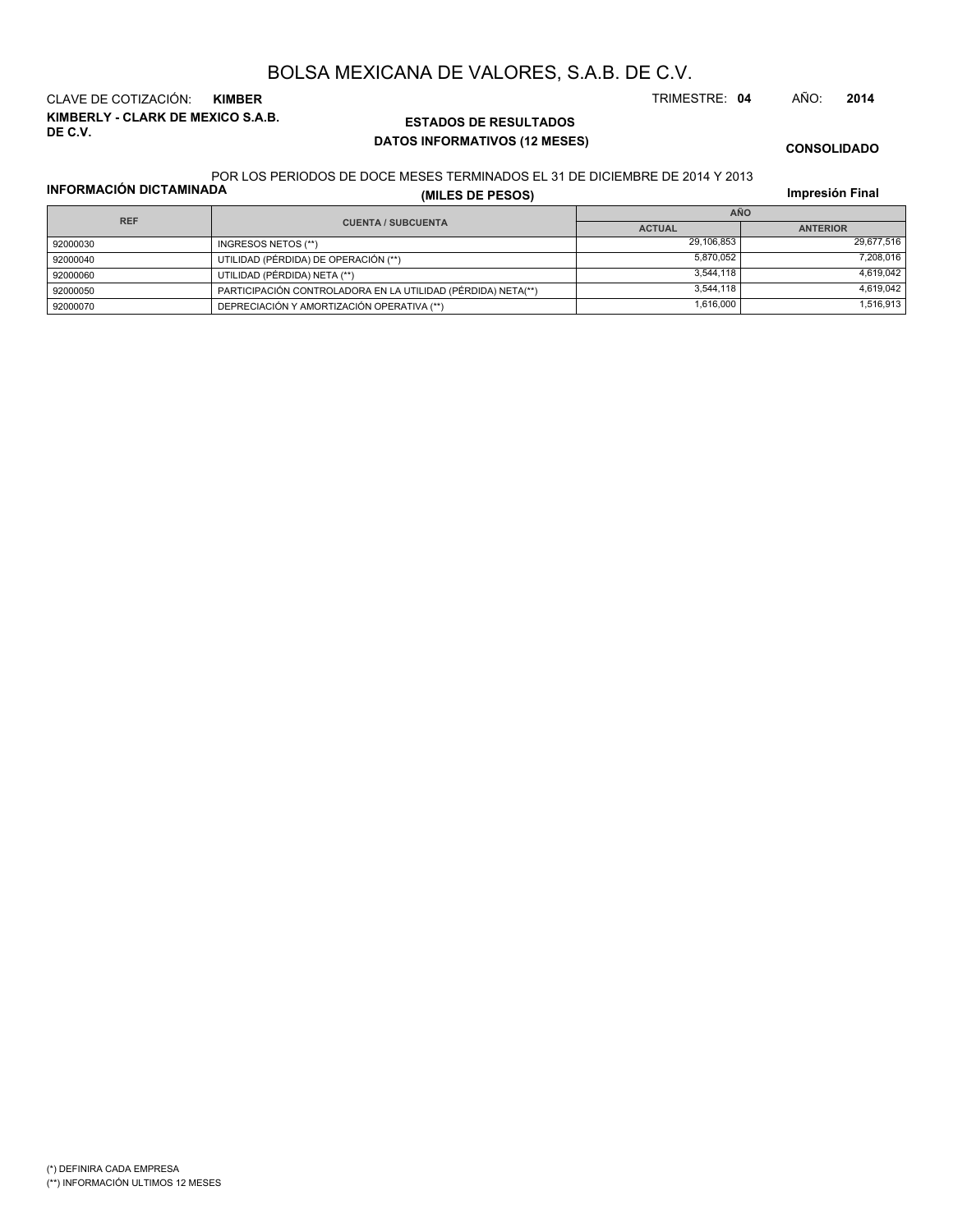# BOLSA MEXICANA DE VALORES, S.A.B. DE C.V.

CLAVE DE COTIZACIÓN: **KIMBER** TRIMESTRE: **04** AÑO: **2014**

**KIMBERLY - CLARK DE MEXICO S.A.B. DE C.V.**

**ESTADOS DE RESULTADOS**

**DATOS INFORMATIVOS (12 MESES)**

**CONSOLIDADO**

**INFORMACIÓN DICTAMINADA**

POR LOS PERIODOS DE DOCE MESES TERMINADOS EL 31 DE DICIEMBRE DE 2014 Y 2013

**(MILES DE PESOS)**

**Impresión Final**

| REF | CUENTA / SUBCUENTA | AÑO | |
|---|---|---|---|
| | | ACTUAL | ANTERIOR |
| 92000030 | INGRESOS NETOS (**) | 29,106,853 | 29,677,516 |
| 92000040 | UTILIDAD (PÉRDIDA) DE OPERACIÓN (**) | 5,870,052 | 7,208,016 |
| 92000060 | UTILIDAD (PÉRDIDA) NETA (**) | 3,544,118 | 4,619,042 |
| 92000050 | PARTICIPACIÓN CONTROLADORA EN LA UTILIDAD (PÉRDIDA) NETA(**) | 3,544,118 | 4,619,042 |
| 92000070 | DEPRECIACIÓN Y AMORTIZACIÓN OPERATIVA (**) | 1,616,000 | 1,516,913 |

(*) DEFINIRA CADA EMPRESA

(**) INFORMACIÓN ULTIMOS 12 MESES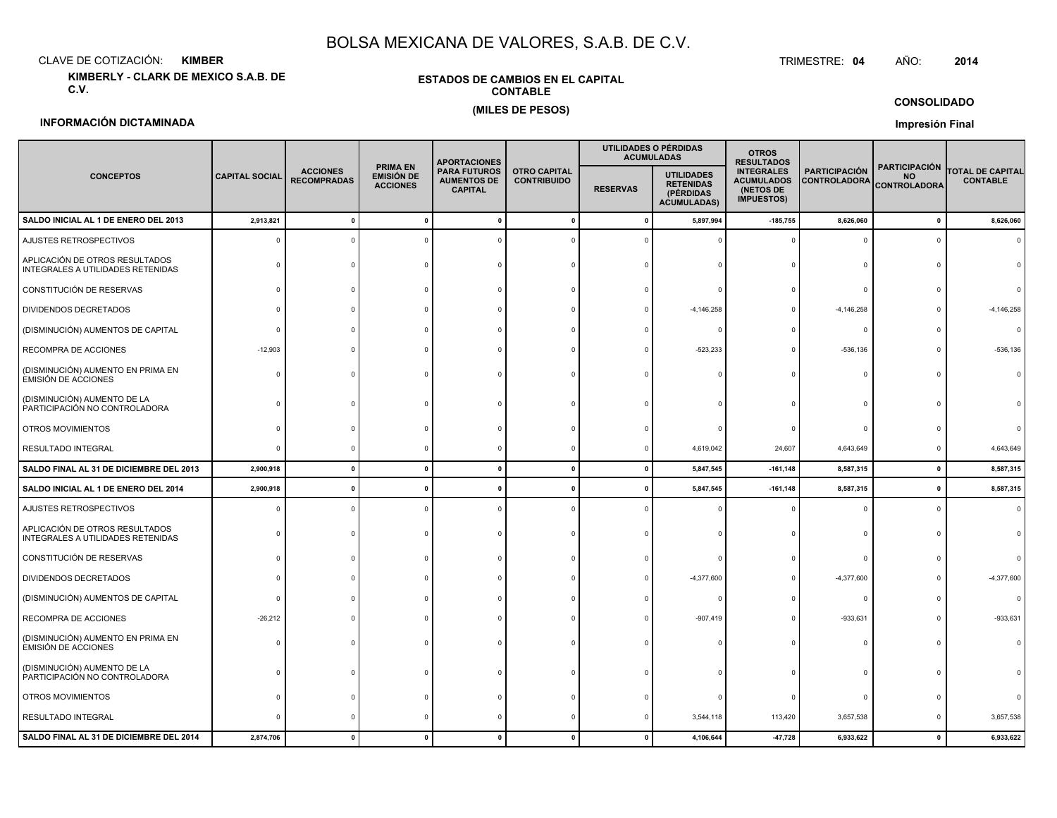# BOLSA MEXICANA DE VALORES, S.A.B. DE C.V.

CLAVE DE COTIZACIÓN: **KIMBER**

TRIMESTRE: **04** AÑO: **2014**

**KIMBERLY - CLARK DE MEXICO S.A.B. DE C.V.**

**ESTADOS DE CAMBIOS EN EL CAPITAL CONTABLE**

**(MILES DE PESOS)**

**CONSOLIDADO**

**INFORMACIÓN DICTAMINADA**

**Impresión Final**

| CONCEPTOS | CAPITAL SOCIAL | ACCIONES RECOMPRADAS | PRIMA EN EMISIÓN DE ACCIONES | APORTACIONES PARA FUTUROS AUMENTOS DE CAPITAL | OTRO CAPITAL CONTRIBUIDO | UTILIDADES O PÉRDIDAS ACUMULADAS | | OTROS RESULTADOS INTEGRALES ACUMULADOS (NETOS DE IMPUESTOS) | PARTICIPACIÓN CONTROLADORA | PARTICIPACIÓN NO CONTROLADORA | TOTAL DE CAPITAL CONTABLE |
|---|---|---|---|---|---|---|---|---|---|---|---|
| | | | | | | RESERVAS | UTILIDADES RETENIDAS (PÉRDIDAS ACUMULADAS) | | | | |
| **SALDO INICIAL AL 1 DE ENERO DEL 2013** | **2,913,821** | **0** | **0** | **0** | **0** | **0** | **5,897,994** | **-185,755** | **8,626,060** | **0** | **8,626,060** |
| AJUSTES RETROSPECTIVOS | 0 | 0 | 0 | 0 | 0 | 0 | 0 | 0 | 0 | 0 | 0 |
| APLICACIÓN DE OTROS RESULTADOS INTEGRALES A UTILIDADES RETENIDAS | 0 | 0 | 0 | 0 | 0 | 0 | 0 | 0 | 0 | 0 | 0 |
| CONSTITUCIÓN DE RESERVAS | 0 | 0 | 0 | 0 | 0 | 0 | 0 | 0 | 0 | 0 | 0 |
| DIVIDENDOS DECRETADOS | 0 | 0 | 0 | 0 | 0 | 0 | -4,146,258 | 0 | -4,146,258 | 0 | -4,146,258 |
| (DISMINUCIÓN) AUMENTOS DE CAPITAL | 0 | 0 | 0 | 0 | 0 | 0 | 0 | 0 | 0 | 0 | 0 |
| RECOMPRA DE ACCIONES | -12,903 | 0 | 0 | 0 | 0 | 0 | -523,233 | 0 | -536,136 | 0 | -536,136 |
| (DISMINUCIÓN) AUMENTO EN PRIMA EN EMISIÓN DE ACCIONES | 0 | 0 | 0 | 0 | 0 | 0 | 0 | 0 | 0 | 0 | 0 |
| (DISMINUCIÓN) AUMENTO DE LA PARTICIPACIÓN NO CONTROLADORA | 0 | 0 | 0 | 0 | 0 | 0 | 0 | 0 | 0 | 0 | 0 |
| OTROS MOVIMIENTOS | 0 | 0 | 0 | 0 | 0 | 0 | 0 | 0 | 0 | 0 | 0 |
| RESULTADO INTEGRAL | 0 | 0 | 0 | 0 | 0 | 0 | 4,619,042 | 24,607 | 4,643,649 | 0 | 4,643,649 |
| **SALDO FINAL AL 31 DE DICIEMBRE DEL 2013** | **2,900,918** | **0** | **0** | **0** | **0** | **0** | **5,847,545** | **-161,148** | **8,587,315** | **0** | **8,587,315** |
| **SALDO INICIAL AL 1 DE ENERO DEL 2014** | **2,900,918** | **0** | **0** | **0** | **0** | **0** | **5,847,545** | **-161,148** | **8,587,315** | **0** | **8,587,315** |
| AJUSTES RETROSPECTIVOS | 0 | 0 | 0 | 0 | 0 | 0 | 0 | 0 | 0 | 0 | 0 |
| APLICACIÓN DE OTROS RESULTADOS INTEGRALES A UTILIDADES RETENIDAS | 0 | 0 | 0 | 0 | 0 | 0 | 0 | 0 | 0 | 0 | 0 |
| CONSTITUCIÓN DE RESERVAS | 0 | 0 | 0 | 0 | 0 | 0 | 0 | 0 | 0 | 0 | 0 |
| DIVIDENDOS DECRETADOS | 0 | 0 | 0 | 0 | 0 | 0 | -4,377,600 | 0 | -4,377,600 | 0 | -4,377,600 |
| (DISMINUCIÓN) AUMENTOS DE CAPITAL | 0 | 0 | 0 | 0 | 0 | 0 | 0 | 0 | 0 | 0 | 0 |
| RECOMPRA DE ACCIONES | -26,212 | 0 | 0 | 0 | 0 | 0 | -907,419 | 0 | -933,631 | 0 | -933,631 |
| (DISMINUCIÓN) AUMENTO EN PRIMA EN EMISIÓN DE ACCIONES | 0 | 0 | 0 | 0 | 0 | 0 | 0 | 0 | 0 | 0 | 0 |
| (DISMINUCIÓN) AUMENTO DE LA PARTICIPACIÓN NO CONTROLADORA | 0 | 0 | 0 | 0 | 0 | 0 | 0 | 0 | 0 | 0 | 0 |
| OTROS MOVIMIENTOS | 0 | 0 | 0 | 0 | 0 | 0 | 0 | 0 | 0 | 0 | 0 |
| RESULTADO INTEGRAL | 0 | 0 | 0 | 0 | 0 | 0 | 3,544,118 | 113,420 | 3,657,538 | 0 | 3,657,538 |
| **SALDO FINAL AL 31 DE DICIEMBRE DEL 2014** | **2,874,706** | **0** | **0** | **0** | **0** | **0** | **4,106,644** | **-47,728** | **6,933,622** | **0** | **6,933,622** |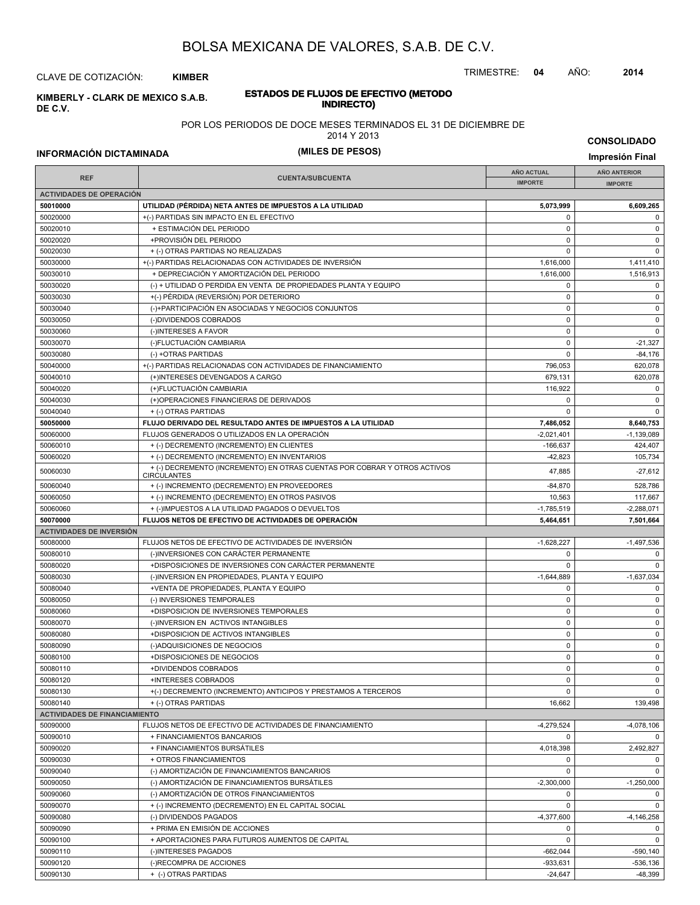# BOLSA MEXICANA DE VALORES, S.A.B. DE C.V.

CLAVE DE COTIZACIÓN: **KIMBER**

TRIMESTRE: **04** AÑO: **2014**

**KIMBERLY - CLARK DE MEXICO S.A.B. DE C.V.**

## ESTADOS DE FLUJOS DE EFECTIVO (METODO INDIRECTO)

POR LOS PERIODOS DE DOCE MESES TERMINADOS EL 31 DE DICIEMBRE DE 2014 Y 2013

**(MILES DE PESOS)**

**CONSOLIDADO**

**INFORMACIÓN DICTAMINADA**

**Impresión Final**

| REF | CUENTA/SUBCUENTA | AÑO ACTUAL IMPORTE | AÑO ANTERIOR IMPORTE |
|---|---|---|---|
| **ACTIVIDADES DE OPERACIÓN** | | | |
| **50010000** | **UTILIDAD (PÉRDIDA) NETA ANTES DE IMPUESTOS A LA UTILIDAD** | **5,073,999** | **6,609,265** |
| 50020000 | +(-) PARTIDAS SIN IMPACTO EN EL EFECTIVO | 0 | 0 |
| 50020010 | + ESTIMACIÓN DEL PERIODO | 0 | 0 |
| 50020020 | +PROVISIÓN DEL PERIODO | 0 | 0 |
| 50020030 | + (-) OTRAS PARTIDAS NO REALIZADAS | 0 | 0 |
| 50030000 | +(-) PARTIDAS RELACIONADAS CON ACTIVIDADES DE INVERSIÓN | 1,616,000 | 1,411,410 |
| 50030010 | + DEPRECIACIÓN Y AMORTIZACIÓN DEL PERIODO | 1,616,000 | 1,516,913 |
| 50030020 | (-) + UTILIDAD O PERDIDA EN VENTA DE PROPIEDADES PLANTA Y EQUIPO | 0 | 0 |
| 50030030 | +(-) PÉRDIDA (REVERSIÓN) POR DETERIORO | 0 | 0 |
| 50030040 | (-)+PARTICIPACIÓN EN ASOCIADAS Y NEGOCIOS CONJUNTOS | 0 | 0 |
| 50030050 | (-)DIVIDENDOS COBRADOS | 0 | 0 |
| 50030060 | (-)INTERESES A FAVOR | 0 | 0 |
| 50030070 | (-)FLUCTUACIÓN CAMBIARIA | 0 | -21,327 |
| 50030080 | (-) +OTRAS PARTIDAS | 0 | -84,176 |
| 50040000 | +(-) PARTIDAS RELACIONADAS CON ACTIVIDADES DE FINANCIAMIENTO | 796,053 | 620,078 |
| 50040010 | (+)INTERESES DEVENGADOS A CARGO | 679,131 | 620,078 |
| 50040020 | (+)FLUCTUACIÓN CAMBIARIA | 116,922 | 0 |
| 50040030 | (+)OPERACIONES FINANCIERAS DE DERIVADOS | 0 | 0 |
| 50040040 | + (-) OTRAS PARTIDAS | 0 | 0 |
| **50050000** | **FLUJO DERIVADO DEL RESULTADO ANTES DE IMPUESTOS A LA UTILIDAD** | **7,486,052** | **8,640,753** |
| 50060000 | FLUJOS GENERADOS O UTILIZADOS EN LA OPERACIÓN | -2,021,401 | -1,139,089 |
| 50060010 | + (-) DECREMENTO (INCREMENTO) EN CLIENTES | -166,637 | 424,407 |
| 50060020 | + (-) DECREMENTO (INCREMENTO) EN INVENTARIOS | -42,823 | 105,734 |
| 50060030 | + (-) DECREMENTO (INCREMENTO) EN OTRAS CUENTAS POR COBRAR Y OTROS ACTIVOS CIRCULANTES | 47,885 | -27,612 |
| 50060040 | + (-) INCREMENTO (DECREMENTO) EN PROVEEDORES | -84,870 | 528,786 |
| 50060050 | + (-) INCREMENTO (DECREMENTO) EN OTROS PASIVOS | 10,563 | 117,667 |
| 50060060 | + (-)IMPUESTOS A LA UTILIDAD PAGADOS O DEVUELTOS | -1,785,519 | -2,288,071 |
| **50070000** | **FLUJOS NETOS DE EFECTIVO DE ACTIVIDADES DE OPERACIÓN** | **5,464,651** | **7,501,664** |
| **ACTIVIDADES DE INVERSIÓN** | | | |
| 50080000 | FLUJOS NETOS DE EFECTIVO DE ACTIVIDADES DE INVERSIÓN | -1,628,227 | -1,497,536 |
| 50080010 | (-)INVERSIONES CON CARÁCTER PERMANENTE | 0 | 0 |
| 50080020 | +DISPOSICIONES DE INVERSIONES CON CARÁCTER PERMANENTE | 0 | 0 |
| 50080030 | (-)INVERSION EN PROPIEDADES, PLANTA Y EQUIPO | -1,644,889 | -1,637,034 |
| 50080040 | +VENTA DE PROPIEDADES, PLANTA Y EQUIPO | 0 | 0 |
| 50080050 | (-) INVERSIONES TEMPORALES | 0 | 0 |
| 50080060 | +DISPOSICION DE INVERSIONES TEMPORALES | 0 | 0 |
| 50080070 | (-)INVERSION EN ACTIVOS INTANGIBLES | 0 | 0 |
| 50080080 | +DISPOSICION DE ACTIVOS INTANGIBLES | 0 | 0 |
| 50080090 | (-)ADQUISICIONES DE NEGOCIOS | 0 | 0 |
| 50080100 | +DISPOSICIONES DE NEGOCIOS | 0 | 0 |
| 50080110 | +DIVIDENDOS COBRADOS | 0 | 0 |
| 50080120 | +INTERESES COBRADOS | 0 | 0 |
| 50080130 | +(-) DECREMENTO (INCREMENTO) ANTICIPOS Y PRESTAMOS A TERCEROS | 0 | 0 |
| 50080140 | + (-) OTRAS PARTIDAS | 16,662 | 139,498 |
| **ACTIVIDADES DE FINANCIAMIENTO** | | | |
| 50090000 | FLUJOS NETOS DE EFECTIVO DE ACTIVIDADES DE FINANCIAMIENTO | -4,279,524 | -4,078,106 |
| 50090010 | + FINANCIAMIENTOS BANCARIOS | 0 | 0 |
| 50090020 | + FINANCIAMIENTOS BURSÁTILES | 4,018,398 | 2,492,827 |
| 50090030 | + OTROS FINANCIAMIENTOS | 0 | 0 |
| 50090040 | (-) AMORTIZACIÓN DE FINANCIAMIENTOS BANCARIOS | 0 | 0 |
| 50090050 | (-) AMORTIZACIÓN DE FINANCIAMIENTOS BURSÁTILES | -2,300,000 | -1,250,000 |
| 50090060 | (-) AMORTIZACIÓN DE OTROS FINANCIAMIENTOS | 0 | 0 |
| 50090070 | + (-) INCREMENTO (DECREMENTO) EN EL CAPITAL SOCIAL | 0 | 0 |
| 50090080 | (-) DIVIDENDOS PAGADOS | -4,377,600 | -4,146,258 |
| 50090090 | + PRIMA EN EMISIÓN DE ACCIONES | 0 | 0 |
| 50090100 | + APORTACIONES PARA FUTUROS AUMENTOS DE CAPITAL | 0 | 0 |
| 50090110 | (-)INTERESES PAGADOS | -662,044 | -590,140 |
| 50090120 | (-)RECOMPRA DE ACCIONES | -933,631 | -536,136 |
| 50090130 | + (-) OTRAS PARTIDAS | -24,647 | -48,399 |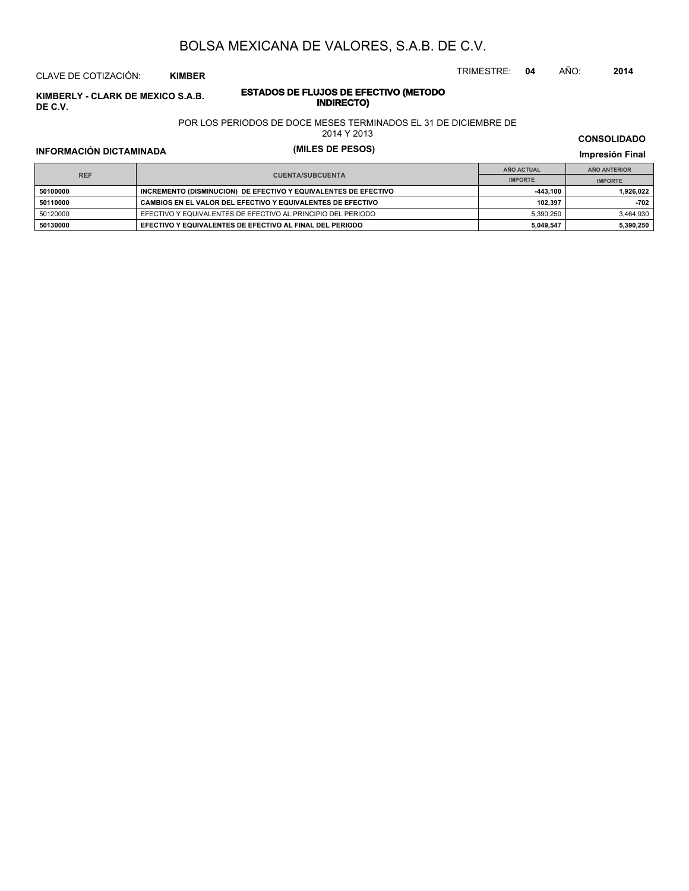# BOLSA MEXICANA DE VALORES, S.A.B. DE C.V.

CLAVE DE COTIZACIÓN: **KIMBER**

TRIMESTRE: **04** AÑO: **2014**

**KIMBERLY - CLARK DE MEXICO S.A.B. DE C.V.**

## ESTADOS DE FLUJOS DE EFECTIVO (METODO INDIRECTO)

POR LOS PERIODOS DE DOCE MESES TERMINADOS EL 31 DE DICIEMBRE DE 2014 Y 2013

**(MILES DE PESOS)**

**CONSOLIDADO**

**INFORMACIÓN DICTAMINADA**

**Impresión Final**

| REF | CUENTA/SUBCUENTA | AÑO ACTUAL | AÑO ANTERIOR |
|---|---|---|---|
| | | IMPORTE | IMPORTE |
| **50100000** | **INCREMENTO (DISMINUCION) DE EFECTIVO Y EQUIVALENTES DE EFECTIVO** | **-443,100** | **1,926,022** |
| **50110000** | **CAMBIOS EN EL VALOR DEL EFECTIVO Y EQUIVALENTES DE EFECTIVO** | **102,397** | **-702** |
| 50120000 | EFECTIVO Y EQUIVALENTES DE EFECTIVO AL PRINCIPIO DEL PERIODO | 5,390,250 | 3,464,930 |
| **50130000** | **EFECTIVO Y EQUIVALENTES DE EFECTIVO AL FINAL DEL PERIODO** | **5,049,547** | **5,390,250** |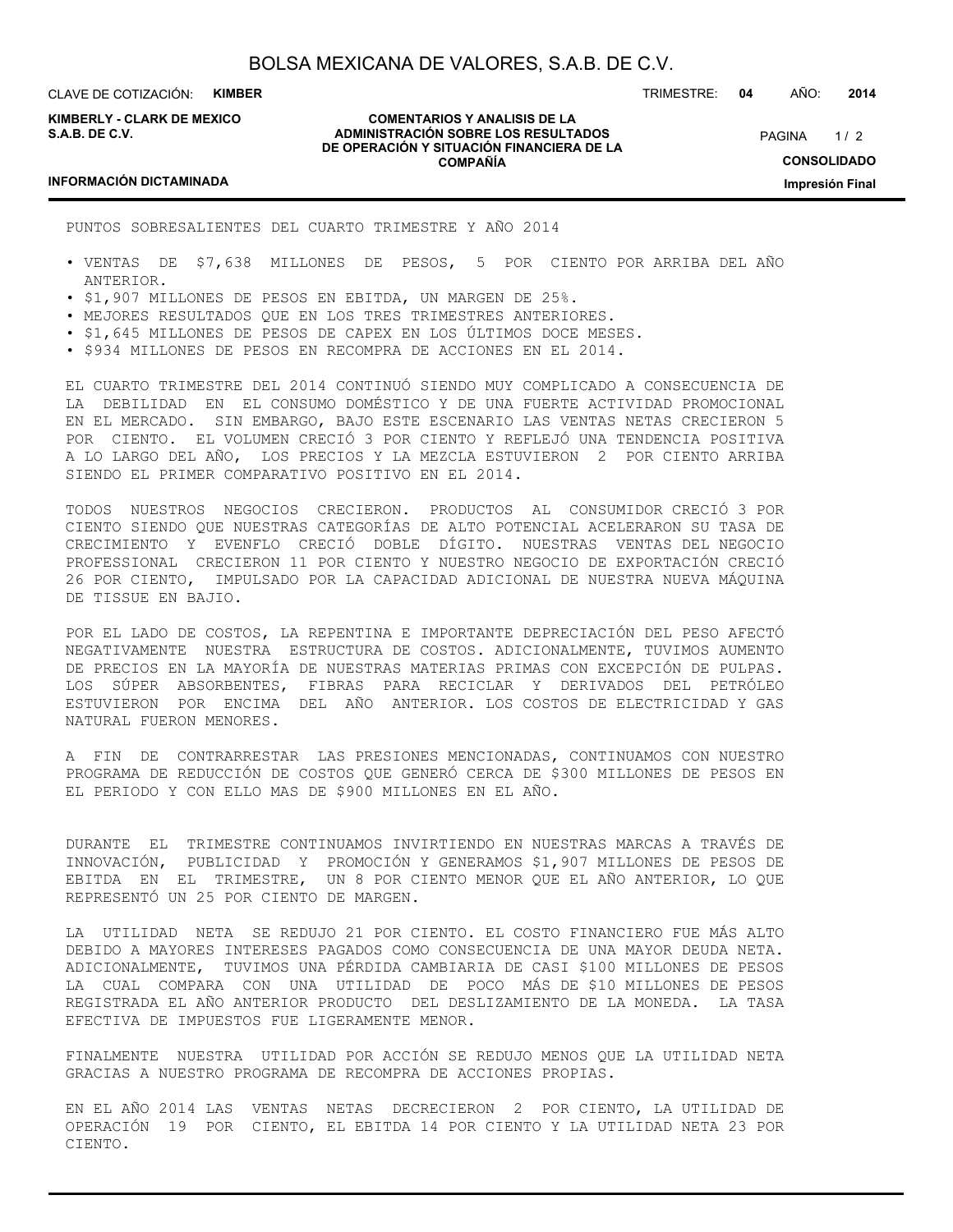PUNTOS SOBRESALIENTES DEL CUARTO TRIMESTRE Y AÑO 2014

- VENTAS DE $7,638 MILLONES DE PESOS, 5 POR CIENTO POR ARRIBA DEL AÑO ANTERIOR.
- $1,907 MILLONES DE PESOS EN EBITDA, UN MARGEN DE 25%.
- MEJORES RESULTADOS QUE EN LOS TRES TRIMESTRES ANTERIORES.
- $1,645 MILLONES DE PESOS DE CAPEX EN LOS ÚLTIMOS DOCE MESES.
- $934 MILLONES DE PESOS EN RECOMPRA DE ACCIONES EN EL 2014.

EL CUARTO TRIMESTRE DEL 2014 CONTINUÓ SIENDO MUY COMPLICADO A CONSECUENCIA DE LA DEBILIDAD EN EL CONSUMO DOMÉSTICO Y DE UNA FUERTE ACTIVIDAD PROMOCIONAL EN EL MERCADO. SIN EMBARGO, BAJO ESTE ESCENARIO LAS VENTAS NETAS CRECIERON 5 POR CIENTO. EL VOLUMEN CRECIÓ 3 POR CIENTO Y REFLEJÓ UNA TENDENCIA POSITIVA A LO LARGO DEL AÑO, LOS PRECIOS Y LA MEZCLA ESTUVIERON 2 POR CIENTO ARRIBA SIENDO EL PRIMER COMPARATIVO POSITIVO EN EL 2014.

TODOS NUESTROS NEGOCIOS CRECIERON. PRODUCTOS AL CONSUMIDOR CRECIÓ 3 POR CIENTO SIENDO QUE NUESTRAS CATEGORÍAS DE ALTO POTENCIAL ACELERARON SU TASA DE CRECIMIENTO Y EVENFLO CRECIÓ DOBLE DÍGITO. NUESTRAS VENTAS DEL NEGOCIO PROFESSIONAL CRECIERON 11 POR CIENTO Y NUESTRO NEGOCIO DE EXPORTACIÓN CRECIÓ 26 POR CIENTO, IMPULSADO POR LA CAPACIDAD ADICIONAL DE NUESTRA NUEVA MÁQUINA DE TISSUE EN BAJIO.

POR EL LADO DE COSTOS, LA REPENTINA E IMPORTANTE DEPRECIACIÓN DEL PESO AFECTÓ NEGATIVAMENTE NUESTRA ESTRUCTURA DE COSTOS. ADICIONALMENTE, TUVIMOS AUMENTO DE PRECIOS EN LA MAYORÍA DE NUESTRAS MATERIAS PRIMAS CON EXCEPCIÓN DE PULPAS. LOS SÚPER ABSORBENTES, FIBRAS PARA RECICLAR Y DERIVADOS DEL PETRÓLEO ESTUVIERON POR ENCIMA DEL AÑO ANTERIOR. LOS COSTOS DE ELECTRICIDAD Y GAS NATURAL FUERON MENORES.

A FIN DE CONTRARRESTAR LAS PRESIONES MENCIONADAS, CONTINUAMOS CON NUESTRO PROGRAMA DE REDUCCIÓN DE COSTOS QUE GENERÓ CERCA DE $300 MILLONES DE PESOS EN EL PERIODO Y CON ELLO MAS DE $900 MILLONES EN EL AÑO.

DURANTE EL TRIMESTRE CONTINUAMOS INVIRTIENDO EN NUESTRAS MARCAS A TRAVÉS DE INNOVACIÓN, PUBLICIDAD Y PROMOCIÓN Y GENERAMOS $1,907 MILLONES DE PESOS DE EBITDA EN EL TRIMESTRE, UN 8 POR CIENTO MENOR QUE EL AÑO ANTERIOR, LO QUE REPRESENTÓ UN 25 POR CIENTO DE MARGEN.

LA UTILIDAD NETA SE REDUJO 21 POR CIENTO. EL COSTO FINANCIERO FUE MÁS ALTO DEBIDO A MAYORES INTERESES PAGADOS COMO CONSECUENCIA DE UNA MAYOR DEUDA NETA. ADICIONALMENTE, TUVIMOS UNA PÉRDIDA CAMBIARIA DE CASI $100 MILLONES DE PESOS LA CUAL COMPARA CON UNA UTILIDAD DE POCO MÁS DE $10 MILLONES DE PESOS REGISTRADA EL AÑO ANTERIOR PRODUCTO DEL DESLIZAMIENTO DE LA MONEDA. LA TASA EFECTIVA DE IMPUESTOS FUE LIGERAMENTE MENOR.

FINALMENTE NUESTRA UTILIDAD POR ACCIÓN SE REDUJO MENOS QUE LA UTILIDAD NETA GRACIAS A NUESTRO PROGRAMA DE RECOMPRA DE ACCIONES PROPIAS.

EN EL AÑO 2014 LAS VENTAS NETAS DECRECIERON 2 POR CIENTO, LA UTILIDAD DE OPERACIÓN 19 POR CIENTO, EL EBITDA 14 POR CIENTO Y LA UTILIDAD NETA 23 POR CIENTO.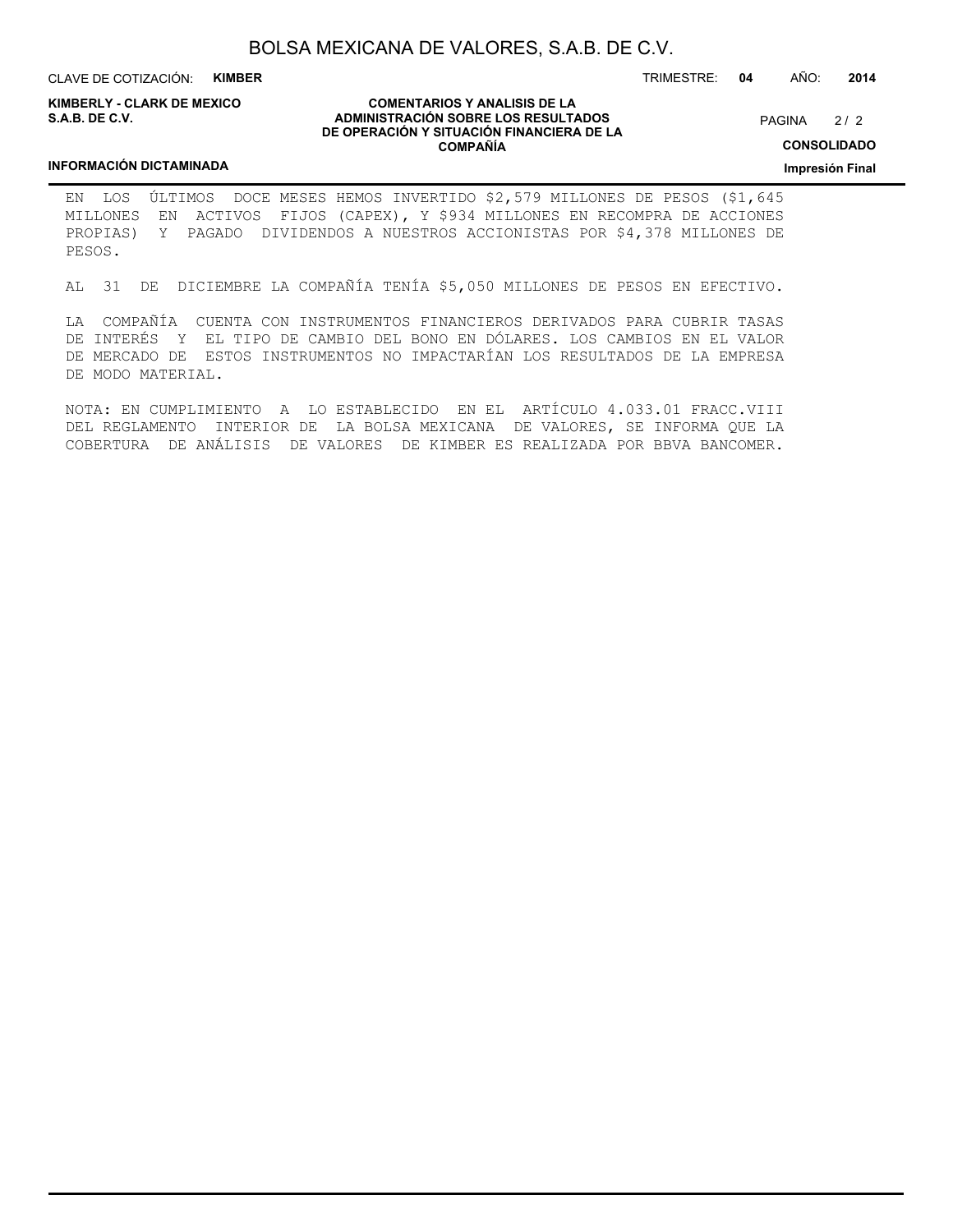EN LOS ÚLTIMOS DOCE MESES HEMOS INVERTIDO $2,579 MILLONES DE PESOS ($1,645 MILLONES EN ACTIVOS FIJOS (CAPEX), Y $934 MILLONES EN RECOMPRA DE ACCIONES PROPIAS) Y PAGADO DIVIDENDOS A NUESTROS ACCIONISTAS POR $4,378 MILLONES DE PESOS.

AL 31 DE DICIEMBRE LA COMPAÑÍA TENÍA $5,050 MILLONES DE PESOS EN EFECTIVO.

LA COMPAÑÍA CUENTA CON INSTRUMENTOS FINANCIEROS DERIVADOS PARA CUBRIR TASAS DE INTERÉS Y EL TIPO DE CAMBIO DEL BONO EN DÓLARES. LOS CAMBIOS EN EL VALOR DE MERCADO DE ESTOS INSTRUMENTOS NO IMPACTARÍAN LOS RESULTADOS DE LA EMPRESA DE MODO MATERIAL.

NOTA: EN CUMPLIMIENTO A LO ESTABLECIDO EN EL ARTÍCULO 4.033.01 FRACC.VIII DEL REGLAMENTO INTERIOR DE LA BOLSA MEXICANA DE VALORES, SE INFORMA QUE LA COBERTURA DE ANÁLISIS DE VALORES DE KIMBER ES REALIZADA POR BBVA BANCOMER.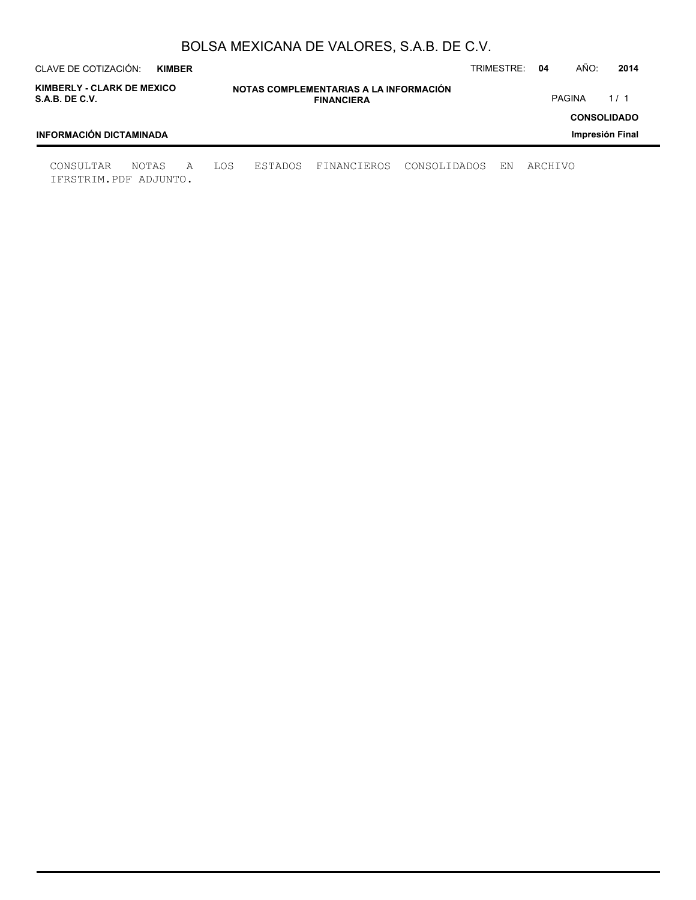CONSULTAR NOTAS A LOS ESTADOS FINANCIEROS CONSOLIDADOS EN ARCHIVO IFRSTRIM.PDF ADJUNTO.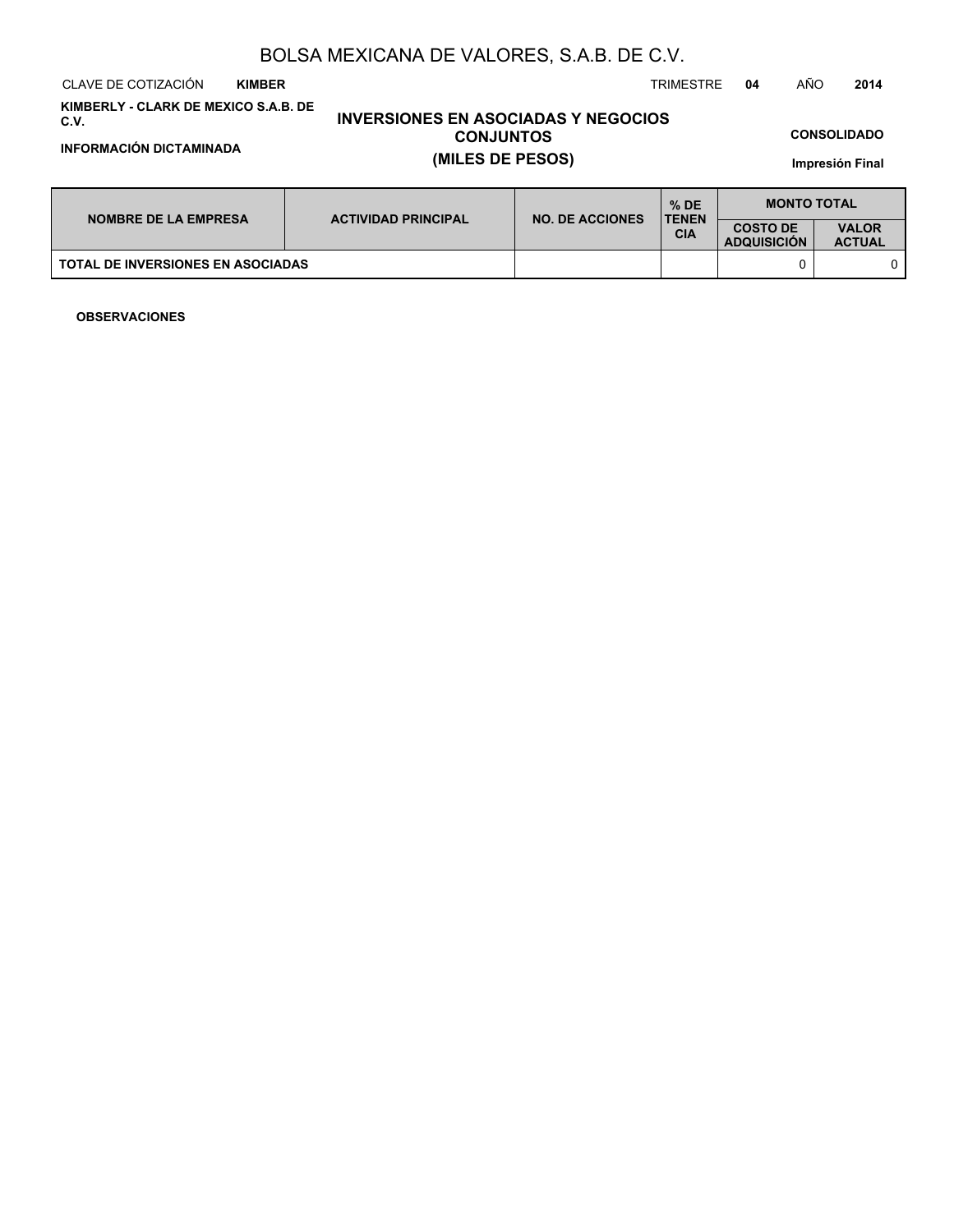# BOLSA MEXICANA DE VALORES, S.A.B. DE C.V.

CLAVE DE COTIZACIÓN **KIMBER** TRIMESTRE **04** AÑO **2014**

**KIMBERLY - CLARK DE MEXICO S.A.B. DE C.V.**

**INFORMACIÓN DICTAMINADA**

## INVERSIONES EN ASOCIADAS Y NEGOCIOS CONJUNTOS
## (MILES DE PESOS)

**CONSOLIDADO**

**Impresión Final**

| NOMBRE DE LA EMPRESA | ACTIVIDAD PRINCIPAL | NO. DE ACCIONES | % DE TENENCIA | MONTO TOTAL | |
|---|---|---|---|---|---|
| | | | | COSTO DE ADQUISICIÓN | VALOR ACTUAL |
| TOTAL DE INVERSIONES EN ASOCIADAS | | | | 0 | 0 |

**OBSERVACIONES**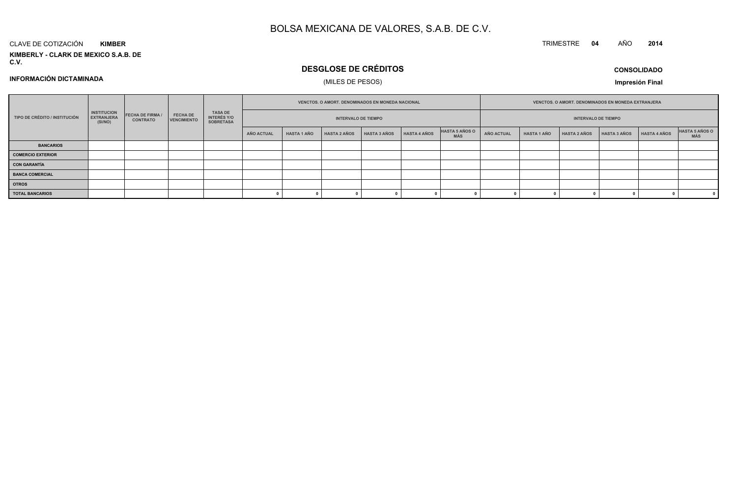# BOLSA MEXICANA DE VALORES, S.A.B. DE C.V.

CLAVE DE COTIZACIÓN **KIMBER**

TRIMESTRE **04** AÑO **2014**

**KIMBERLY - CLARK DE MEXICO S.A.B. DE C.V.**

## DESGLOSE DE CRÉDITOS

(MILES DE PESOS)

**INFORMACIÓN DICTAMINADA**

**CONSOLIDADO**

**Impresión Final**

| TIPO DE CRÉDITO / INSTITUCIÓN | INSTITUCION EXTRANJERA (SI/NO) | FECHA DE FIRMA / CONTRATO | FECHA DE VENCIMIENTO | TASA DE INTERÉS Y/O SOBRETASA | VENCTOS. O AMORT. DENOMINADOS EN MONEDA NACIONAL | | | | | | VENCTOS. O AMORT. DENOMINADOS EN MONEDA EXTRANJERA | | | | | |
|---|---|---|---|---|---|---|---|---|---|---|---|---|---|---|---|---|
| | | | | | INTERVALO DE TIEMPO | | | | | | INTERVALO DE TIEMPO | | | | | |
| | | | | | AÑO ACTUAL | HASTA 1 AÑO | HASTA 2 AÑOS | HASTA 3 AÑOS | HASTA 4 AÑOS | HASTA 5 AÑOS O MÁS | AÑO ACTUAL | HASTA 1 AÑO | HASTA 2 AÑOS | HASTA 3 AÑOS | HASTA 4 AÑOS | HASTA 5 AÑOS O MÁS |
| **BANCARIOS** | | | | | | | | | | | | | | | | |
| **COMERCIO EXTERIOR** | | | | | | | | | | | | | | | | |
| **CON GARANTÍA** | | | | | | | | | | | | | | | | |
| **BANCA COMERCIAL** | | | | | | | | | | | | | | | | |
| **OTROS** | | | | | | | | | | | | | | | | |
| **TOTAL BANCARIOS** | | | | | 0 | 0 | 0 | 0 | 0 | 0 | 0 | 0 | 0 | 0 | 0 | 0 |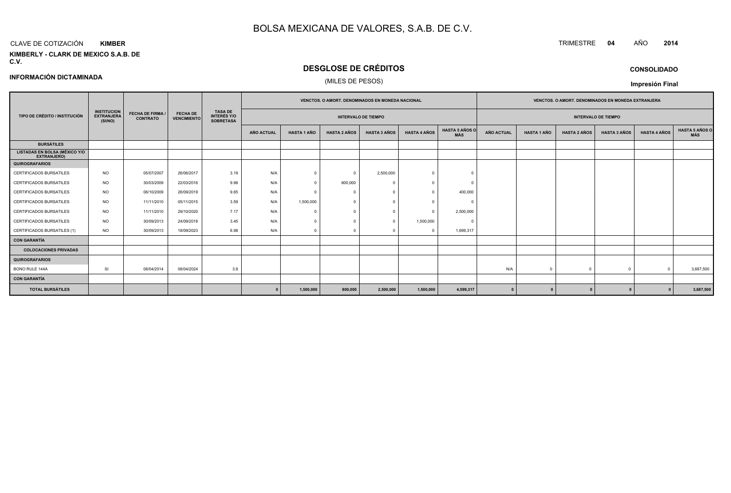# BOLSA MEXICANA DE VALORES, S.A.B. DE C.V.

CLAVE DE COTIZACIÓN **KIMBER**

TRIMESTRE **04** AÑO **2014**

**KIMBERLY - CLARK DE MEXICO S.A.B. DE C.V.**

## DESGLOSE DE CRÉDITOS

(MILES DE PESOS)

**CONSOLIDADO**

**INFORMACIÓN DICTAMINADA**

**Impresión Final**

| TIPO DE CRÉDITO / INSTITUCIÓN | INSTITUCION EXTRANJERA (SI/NO) | FECHA DE FIRMA / CONTRATO | FECHA DE VENCIMIENTO | TASA DE INTERÉS Y/O SOBRETASA | VENCTOS. O AMORT. DENOMINADOS EN MONEDA NACIONAL | | | | | | VENCTOS. O AMORT. DENOMINADOS EN MONEDA EXTRANJERA | | | | | |
|---|---|---|---|---|---|---|---|---|---|---|---|---|---|---|---|---|
| | | | | | INTERVALO DE TIEMPO | | | | | | INTERVALO DE TIEMPO | | | | | |
| | | | | | AÑO ACTUAL | HASTA 1 AÑO | HASTA 2 AÑOS | HASTA 3 AÑOS | HASTA 4 AÑOS | HASTA 5 AÑOS O MÁS | AÑO ACTUAL | HASTA 1 AÑO | HASTA 2 AÑOS | HASTA 3 AÑOS | HASTA 4 AÑOS | HASTA 5 AÑOS O MÁS |
| **BURSÁTILES** | | | | | | | | | | | | | | | | |
| **LISTADAS EN BOLSA (MÉXICO Y/O EXTRANJERO)** | | | | | | | | | | | | | | | | |
| **QUIROGRAFARIOS** | | | | | | | | | | | | | | | | |
| CERTIFICADOS BURSATILES | NO | 05/07/2007 | 26/06/2017 | 3.19 | N/A | 0 | 0 | 2,500,000 | 0 | 0 | | | | | | |
| CERTIFICADOS BURSATILES | NO | 30/03/2009 | 22/03/2016 | 9.98 | N/A | 0 | 800,000 | 0 | 0 | 0 | | | | | | |
| CERTIFICADOS BURSATILES | NO | 06/10/2009 | 26/09/2019 | 9.65 | N/A | 0 | 0 | 0 | 0 | 400,000 | | | | | | |
| CERTIFICADOS BURSATILES | NO | 11/11/2010 | 05/11/2015 | 3.59 | N/A | 1,500,000 | 0 | 0 | 0 | 0 | | | | | | |
| CERTIFICADOS BURSATILES | NO | 11/11/2010 | 29/10/2020 | 7.17 | N/A | 0 | 0 | 0 | 0 | 2,500,000 | | | | | | |
| CERTIFICADOS BURSATILES | NO | 30/09/2013 | 24/09/2018 | 3.45 | N/A | 0 | 0 | 0 | 1,500,000 | 0 | | | | | | |
| CERTIFICADOS BURSATILES (1) | NO | 30/09/2013 | 18/09/2023 | 6.98 | N/A | 0 | 0 | 0 | 0 | 1,699,317 | | | | | | |
| **CON GARANTÍA** | | | | | | | | | | | | | | | | |
| **COLOCACIONES PRIVADAS** | | | | | | | | | | | | | | | | |
| **QUIROGRAFARIOS** | | | | | | | | | | | | | | | | |
| BONO RULE 144A | SI | 08/04/2014 | 08/04/2024 | 3.8 | | | | | | | N/A | 0 | 0 | 0 | 0 | 3,687,500 |
| **CON GARANTÍA** | | | | | | | | | | | | | | | | |
| **TOTAL BURSÁTILES** | | | | | **0** | **1,500,000** | **800,000** | **2,500,000** | **1,500,000** | **4,599,317** | **0** | **0** | **0** | **0** | **0** | **3,687,500** |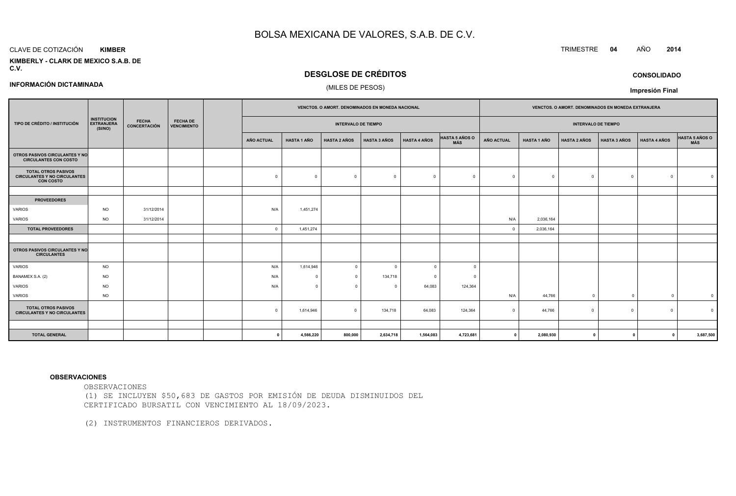# BOLSA MEXICANA DE VALORES, S.A.B. DE C.V.

CLAVE DE COTIZACIÓN **KIMBER**

TRIMESTRE **04** AÑO **2014**

**KIMBERLY - CLARK DE MEXICO S.A.B. DE C.V.**

## DESGLOSE DE CRÉDITOS

(MILES DE PESOS)

**CONSOLIDADO**

**INFORMACIÓN DICTAMINADA**

**Impresión Final**

| TIPO DE CRÉDITO / INSTITUCIÓN | INSTITUCION EXTRANJERA (SI/NO) | FECHA CONCERTACIÓN | FECHA DE VENCIMIENTO | | VENCTOS. O AMORT. DENOMINADOS EN MONEDA NACIONAL | | | | | | VENCTOS. O AMORT. DENOMINADOS EN MONEDA EXTRANJERA | | | | | |
|---|---|---|---|---|---|---|---|---|---|---|---|---|---|---|---|---|
| | | | | | INTERVALO DE TIEMPO | | | | | | INTERVALO DE TIEMPO | | | | | |
| | | | | | AÑO ACTUAL | HASTA 1 AÑO | HASTA 2 AÑOS | HASTA 3 AÑOS | HASTA 4 AÑOS | HASTA 5 AÑOS O MÁS | AÑO ACTUAL | HASTA 1 AÑO | HASTA 2 AÑOS | HASTA 3 AÑOS | HASTA 4 AÑOS | HASTA 5 AÑOS O MÁS |
| **OTROS PASIVOS CIRCULANTES Y NO CIRCULANTES CON COSTO** | | | | | | | | | | | | | | | | |
| **TOTAL OTROS PASIVOS CIRCULANTES Y NO CIRCULANTES CON COSTO** | | | | | 0 | 0 | 0 | 0 | 0 | 0 | 0 | 0 | 0 | 0 | 0 | 0 |
| | | | | | | | | | | | | | | | | |
| **PROVEEDORES** | | | | | | | | | | | | | | | | |
| VARIOS | NO | 31/12/2014 | | | N/A | 1,451,274 | | | | | | | | | | |
| VARIOS | NO | 31/12/2014 | | | | | | | | | N/A | 2,036,164 | | | | |
| **TOTAL PROVEEDORES** | | | | | 0 | 1,451,274 | | | | | 0 | 2,036,164 | | | | |
| | | | | | | | | | | | | | | | | |
| **OTROS PASIVOS CIRCULANTES Y NO CIRCULANTES** | | | | | | | | | | | | | | | | |
| VARIOS | NO | | | | N/A | 1,614,946 | 0 | 0 | 0 | 0 | | | | | | |
| BANAMEX S.A. (2) | NO | | | | N/A | 0 | 0 | 134,718 | 0 | 0 | | | | | | |
| VARIOS | NO | | | | N/A | 0 | 0 | 0 | 64,083 | 124,364 | | | | | | |
| VARIOS | NO | | | | | | | | | | N/A | 44,766 | 0 | 0 | 0 | 0 |
| **TOTAL OTROS PASIVOS CIRCULANTES Y NO CIRCULANTES** | | | | | 0 | 1,614,946 | 0 | 134,718 | 64,083 | 124,364 | 0 | 44,766 | 0 | 0 | 0 | 0 |
| | | | | | | | | | | | | | | | | |
| **TOTAL GENERAL** | | | | | **0** | **4,566,220** | **800,000** | **2,634,718** | **1,564,083** | **4,723,681** | **0** | **2,080,930** | **0** | **0** | **0** | **3,687,500** |

**OBSERVACIONES**

OBSERVACIONES
(1) SE INCLUYEN $50,683 DE GASTOS POR EMISIÓN DE DEUDA DISMINUIDOS DEL CERTIFICADO BURSATIL CON VENCIMIENTO AL 18/09/2023.

(2) INSTRUMENTOS FINANCIEROS DERIVADOS.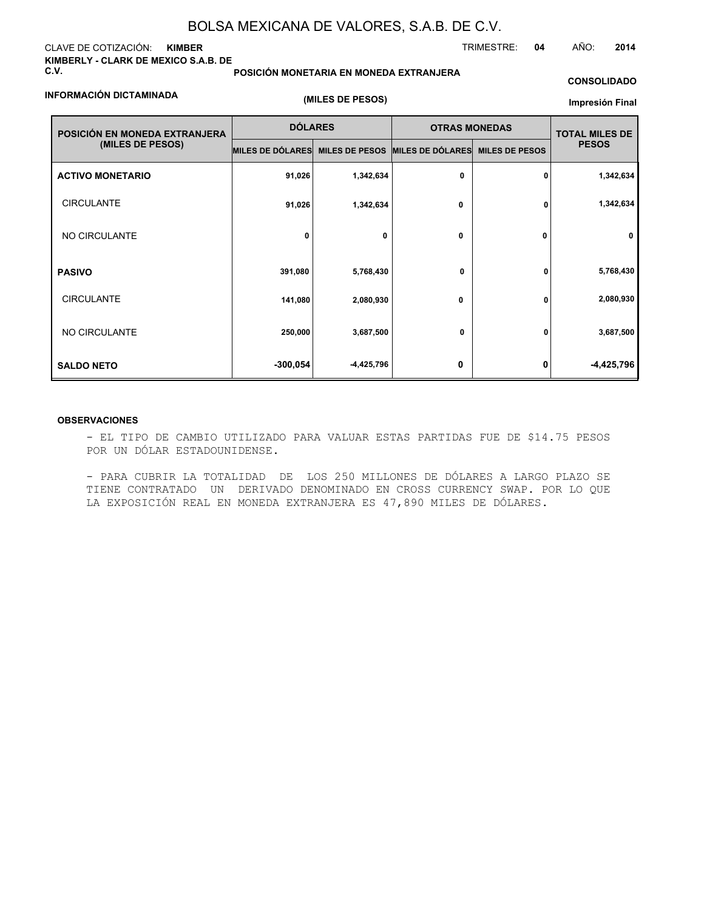# BOLSA MEXICANA DE VALORES, S.A.B. DE C.V.

CLAVE DE COTIZACIÓN: **KIMBER**

TRIMESTRE: **04** AÑO: **2014**

**KIMBERLY - CLARK DE MEXICO S.A.B. DE C.V.**

**POSICIÓN MONETARIA EN MONEDA EXTRANJERA**

**CONSOLIDADO**

**INFORMACIÓN DICTAMINADA**

**(MILES DE PESOS)**

**Impresión Final**

| POSICIÓN EN MONEDA EXTRANJERA (MILES DE PESOS) | DÓLARES | | OTRAS MONEDAS | | TOTAL MILES DE PESOS |
|---|---|---|---|---|---|
| | MILES DE DÓLARES | MILES DE PESOS | MILES DE DÓLARES | MILES DE PESOS | |
| **ACTIVO MONETARIO** | 91,026 | 1,342,634 | 0 | 0 | 1,342,634 |
| CIRCULANTE | 91,026 | 1,342,634 | 0 | 0 | 1,342,634 |
| NO CIRCULANTE | 0 | 0 | 0 | 0 | 0 |
| **PASIVO** | 391,080 | 5,768,430 | 0 | 0 | 5,768,430 |
| CIRCULANTE | 141,080 | 2,080,930 | 0 | 0 | 2,080,930 |
| NO CIRCULANTE | 250,000 | 3,687,500 | 0 | 0 | 3,687,500 |
| **SALDO NETO** | -300,054 | -4,425,796 | 0 | 0 | -4,425,796 |

**OBSERVACIONES**

- EL TIPO DE CAMBIO UTILIZADO PARA VALUAR ESTAS PARTIDAS FUE DE $14.75 PESOS POR UN DÓLAR ESTADOUNIDENSE.

- PARA CUBRIR LA TOTALIDAD DE LOS 250 MILLONES DE DÓLARES A LARGO PLAZO SE TIENE CONTRATADO UN DERIVADO DENOMINADO EN CROSS CURRENCY SWAP. POR LO QUE LA EXPOSICIÓN REAL EN MONEDA EXTRANJERA ES 47,890 MILES DE DÓLARES.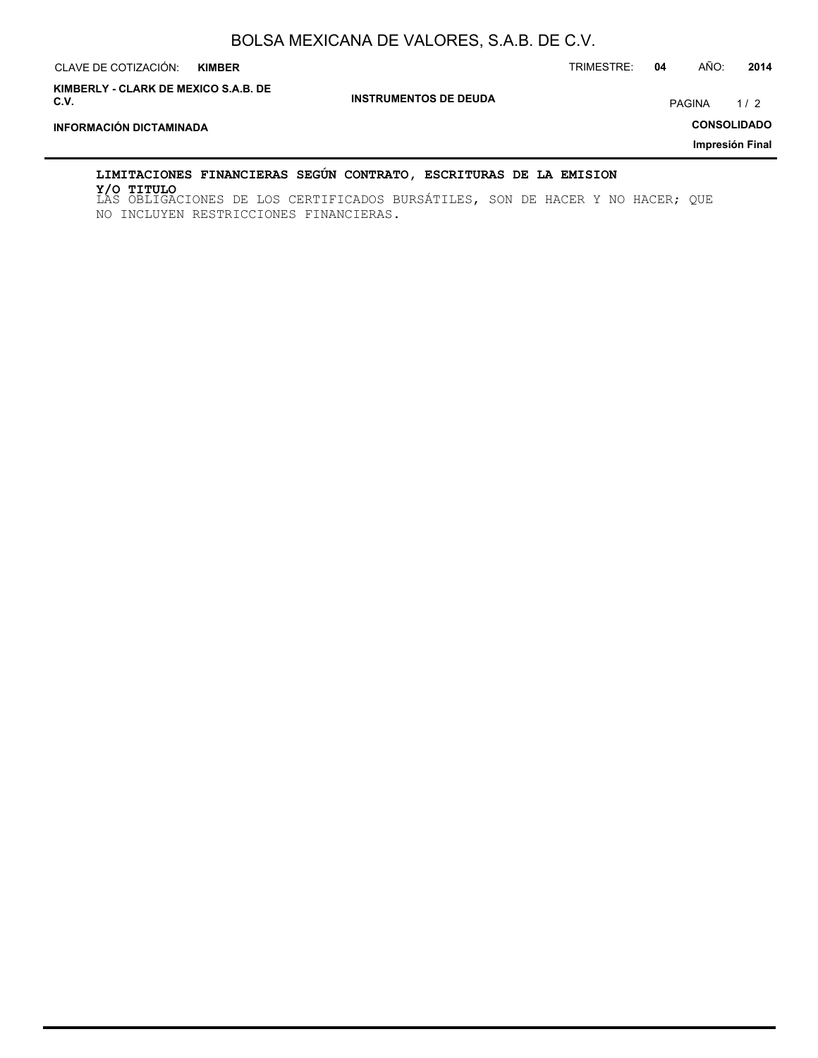**LIMITACIONES FINANCIERAS SEGÚN CONTRATO, ESCRITURAS DE LA EMISION Y/O TITULO**

LAS OBLIGACIONES DE LOS CERTIFICADOS BURSÁTILES, SON DE HACER Y NO HACER; QUE NO INCLUYEN RESTRICCIONES FINANCIERAS.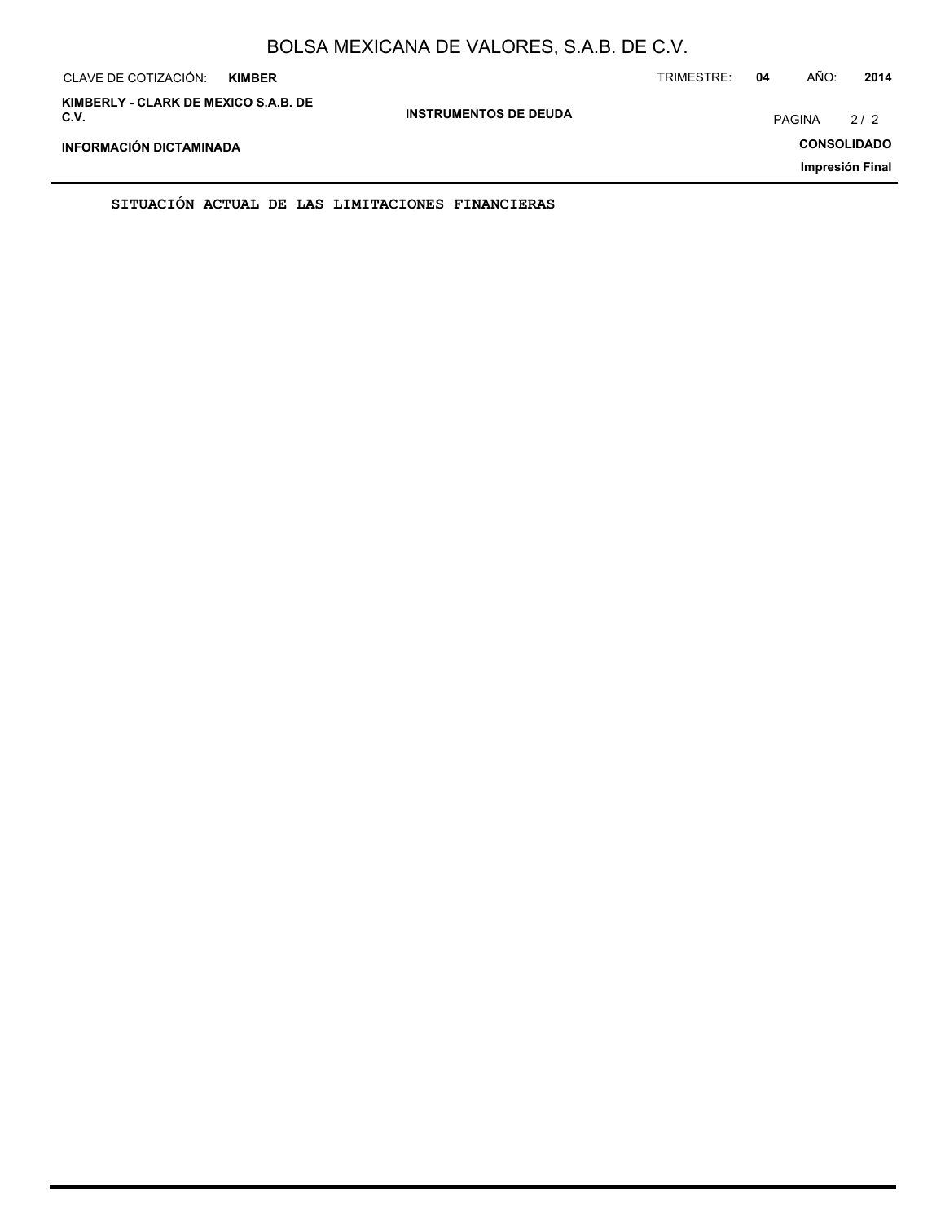**SITUACIÓN ACTUAL DE LAS LIMITACIONES FINANCIERAS**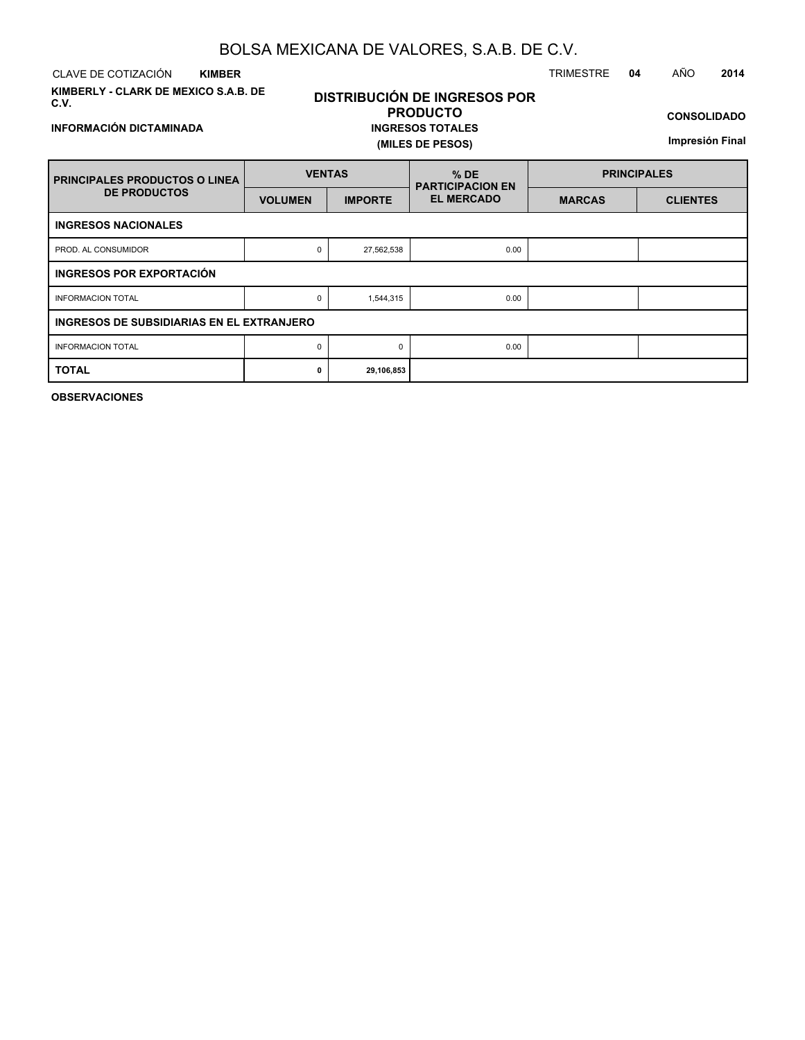# BOLSA MEXICANA DE VALORES, S.A.B. DE C.V.

CLAVE DE COTIZACIÓN **KIMBER** TRIMESTRE **04** AÑO **2014**

**KIMBERLY - CLARK DE MEXICO S.A.B. DE C.V.**

**INFORMACIÓN DICTAMINADA**

## DISTRIBUCIÓN DE INGRESOS POR PRODUCTO

**INGRESOS TOTALES**

**(MILES DE PESOS)**

**CONSOLIDADO**

**Impresión Final**

| PRINCIPALES PRODUCTOS O LINEA DE PRODUCTOS | VENTAS | | % DE PARTICIPACION EN EL MERCADO | PRINCIPALES | |
|---|---|---|---|---|---|
| | VOLUMEN | IMPORTE | | MARCAS | CLIENTES |
| **INGRESOS NACIONALES** | | | | | |
| PROD. AL CONSUMIDOR | 0 | 27,562,538 | 0.00 | | |
| **INGRESOS POR EXPORTACIÓN** | | | | | |
| INFORMACION TOTAL | 0 | 1,544,315 | 0.00 | | |
| **INGRESOS DE SUBSIDIARIAS EN EL EXTRANJERO** | | | | | |
| INFORMACION TOTAL | 0 | 0 | 0.00 | | |
| **TOTAL** | **0** | **29,106,853** | | | |

**OBSERVACIONES**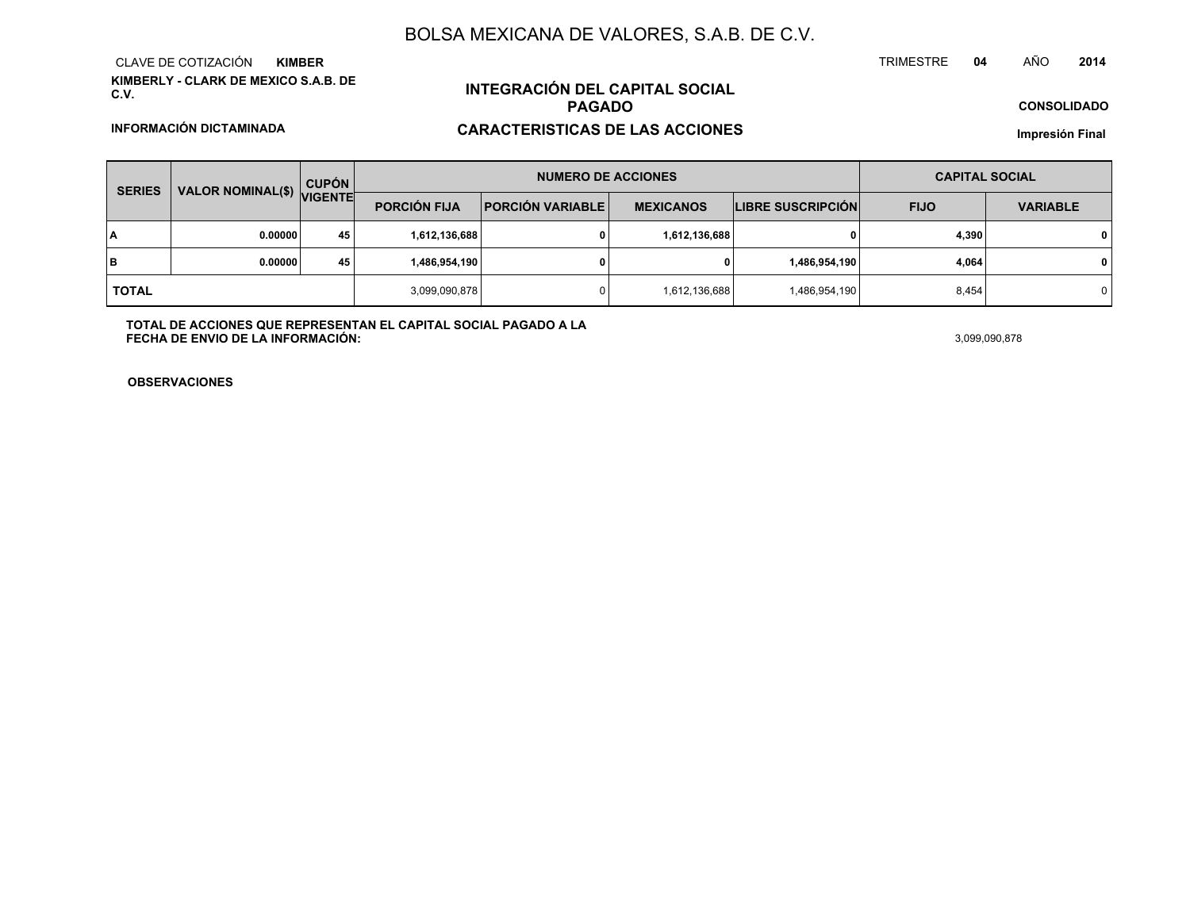# BOLSA MEXICANA DE VALORES, S.A.B. DE C.V.

CLAVE DE COTIZACIÓN **KIMBER** TRIMESTRE **04** AÑO **2014**

**KIMBERLY - CLARK DE MEXICO S.A.B. DE C.V.**

## INTEGRACIÓN DEL CAPITAL SOCIAL PAGADO

**CONSOLIDADO**

**INFORMACIÓN DICTAMINADA**

## CARACTERISTICAS DE LAS ACCIONES

**Impresión Final**

| SERIES | VALOR NOMINAL($) | CUPÓN VIGENTE | NUMERO DE ACCIONES | | | | CAPITAL SOCIAL | |
|---|---|---|---|---|---|---|---|---|
| | | | PORCIÓN FIJA | PORCIÓN VARIABLE | MEXICANOS | LIBRE SUSCRIPCIÓN | FIJO | VARIABLE |
| A | 0.00000 | 45 | 1,612,136,688 | 0 | 1,612,136,688 | 0 | 4,390 | 0 |
| B | 0.00000 | 45 | 1,486,954,190 | 0 | 0 | 1,486,954,190 | 4,064 | 0 |
| TOTAL | | | 3,099,090,878 | 0 | 1,612,136,688 | 1,486,954,190 | 8,454 | 0 |

**TOTAL DE ACCIONES QUE REPRESENTAN EL CAPITAL SOCIAL PAGADO A LA FECHA DE ENVIO DE LA INFORMACIÓN:** 3,099,090,878

**OBSERVACIONES**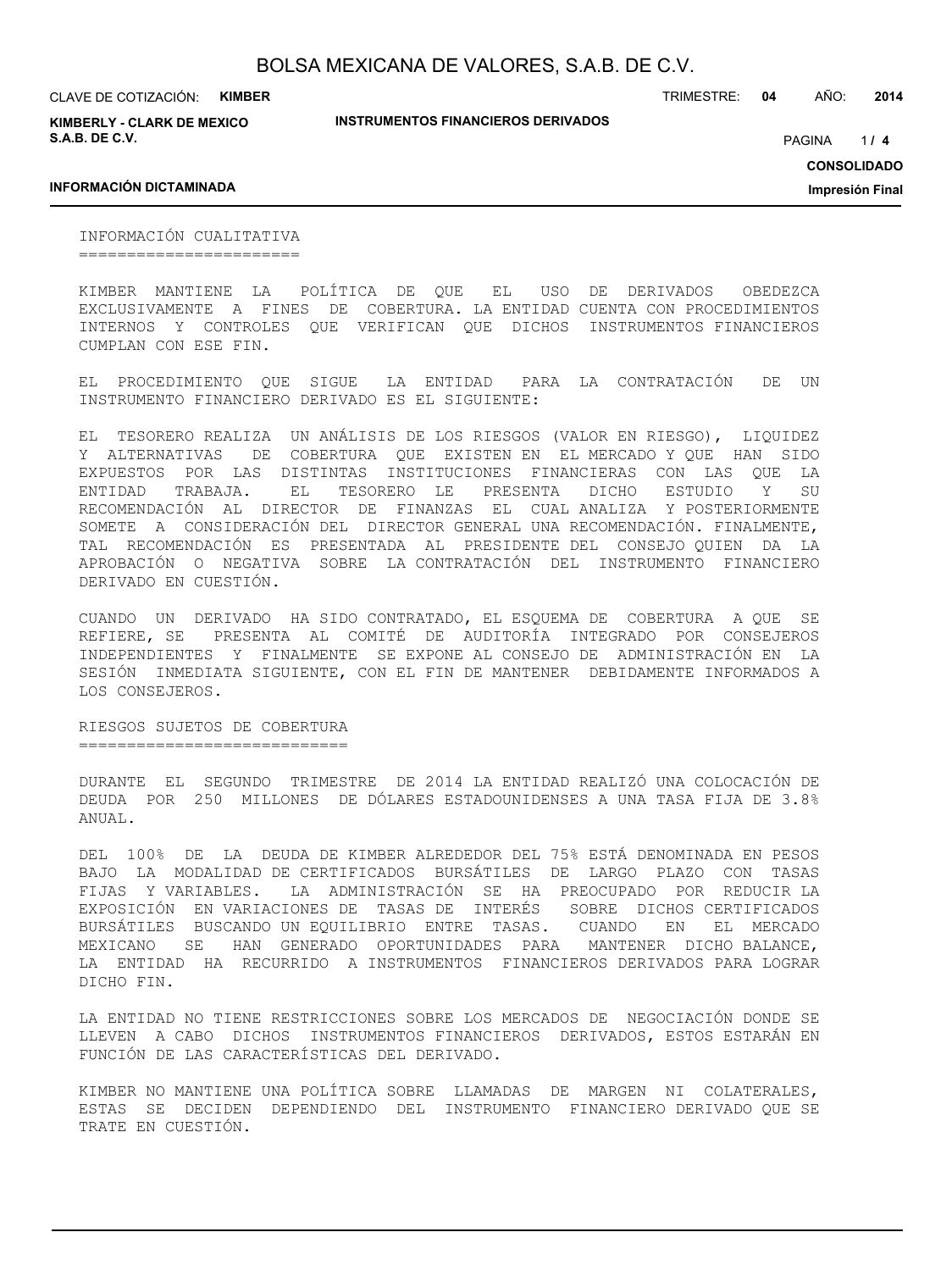## INFORMACIÓN CUALITATIVA

KIMBER MANTIENE LA POLÍTICA DE QUE EL USO DE DERIVADOS OBEDEZCA EXCLUSIVAMENTE A FINES DE COBERTURA. LA ENTIDAD CUENTA CON PROCEDIMIENTOS INTERNOS Y CONTROLES QUE VERIFICAN QUE DICHOS INSTRUMENTOS FINANCIEROS CUMPLAN CON ESE FIN.

EL PROCEDIMIENTO QUE SIGUE LA ENTIDAD PARA LA CONTRATACIÓN DE UN INSTRUMENTO FINANCIERO DERIVADO ES EL SIGUIENTE:

EL TESORERO REALIZA UN ANÁLISIS DE LOS RIESGOS (VALOR EN RIESGO), LIQUIDEZ Y ALTERNATIVAS DE COBERTURA QUE EXISTEN EN EL MERCADO Y QUE HAN SIDO EXPUESTOS POR LAS DISTINTAS INSTITUCIONES FINANCIERAS CON LAS QUE LA ENTIDAD TRABAJA. EL TESORERO LE PRESENTA DICHO ESTUDIO Y SU RECOMENDACIÓN AL DIRECTOR DE FINANZAS EL CUAL ANALIZA Y POSTERIORMENTE SOMETE A CONSIDERACIÓN DEL DIRECTOR GENERAL UNA RECOMENDACIÓN. FINALMENTE, TAL RECOMENDACIÓN ES PRESENTADA AL PRESIDENTE DEL CONSEJO QUIEN DA LA APROBACIÓN O NEGATIVA SOBRE LA CONTRATACIÓN DEL INSTRUMENTO FINANCIERO DERIVADO EN CUESTIÓN.

CUANDO UN DERIVADO HA SIDO CONTRATADO, EL ESQUEMA DE COBERTURA A QUE SE REFIERE, SE PRESENTA AL COMITÉ DE AUDITORÍA INTEGRADO POR CONSEJEROS INDEPENDIENTES Y FINALMENTE SE EXPONE AL CONSEJO DE ADMINISTRACIÓN EN LA SESIÓN INMEDIATA SIGUIENTE, CON EL FIN DE MANTENER DEBIDAMENTE INFORMADOS A LOS CONSEJEROS.

## RIESGOS SUJETOS DE COBERTURA

DURANTE EL SEGUNDO TRIMESTRE DE 2014 LA ENTIDAD REALIZÓ UNA COLOCACIÓN DE DEUDA POR 250 MILLONES DE DÓLARES ESTADOUNIDENSES A UNA TASA FIJA DE 3.8% ANUAL.

DEL 100% DE LA DEUDA DE KIMBER ALREDEDOR DEL 75% ESTÁ DENOMINADA EN PESOS BAJO LA MODALIDAD DE CERTIFICADOS BURSÁTILES DE LARGO PLAZO CON TASAS FIJAS Y VARIABLES. LA ADMINISTRACIÓN SE HA PREOCUPADO POR REDUCIR LA EXPOSICIÓN EN VARIACIONES DE TASAS DE INTERÉS SOBRE DICHOS CERTIFICADOS BURSÁTILES BUSCANDO UN EQUILIBRIO ENTRE TASAS. CUANDO EN EL MERCADO MEXICANO SE HAN GENERADO OPORTUNIDADES PARA MANTENER DICHO BALANCE, LA ENTIDAD HA RECURRIDO A INSTRUMENTOS FINANCIEROS DERIVADOS PARA LOGRAR DICHO FIN.

LA ENTIDAD NO TIENE RESTRICCIONES SOBRE LOS MERCADOS DE NEGOCIACIÓN DONDE SE LLEVEN A CABO DICHOS INSTRUMENTOS FINANCIEROS DERIVADOS, ESTOS ESTARÁN EN FUNCIÓN DE LAS CARACTERÍSTICAS DEL DERIVADO.

KIMBER NO MANTIENE UNA POLÍTICA SOBRE LLAMADAS DE MARGEN NI COLATERALES, ESTAS SE DECIDEN DEPENDIENDO DEL INSTRUMENTO FINANCIERO DERIVADO QUE SE TRATE EN CUESTIÓN.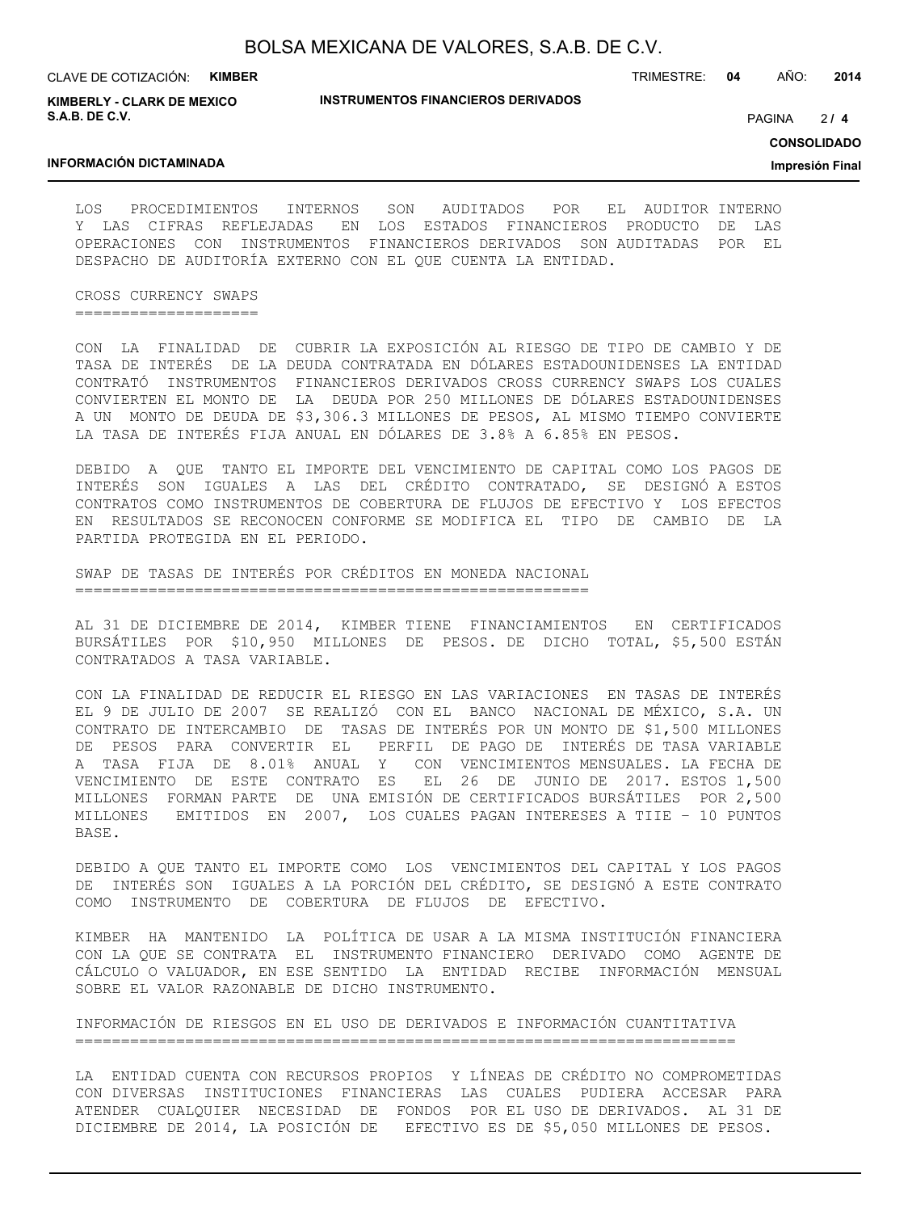LOS PROCEDIMIENTOS INTERNOS SON AUDITADOS POR EL AUDITOR INTERNO Y LAS CIFRAS REFLEJADAS EN LOS ESTADOS FINANCIEROS PRODUCTO DE LAS OPERACIONES CON INSTRUMENTOS FINANCIEROS DERIVADOS SON AUDITADAS POR EL DESPACHO DE AUDITORÍA EXTERNO CON EL QUE CUENTA LA ENTIDAD.

## CROSS CURRENCY SWAPS

CON LA FINALIDAD DE CUBRIR LA EXPOSICIÓN AL RIESGO DE TIPO DE CAMBIO Y DE TASA DE INTERÉS DE LA DEUDA CONTRATADA EN DÓLARES ESTADOUNIDENSES LA ENTIDAD CONTRATÓ INSTRUMENTOS FINANCIEROS DERIVADOS CROSS CURRENCY SWAPS LOS CUALES CONVIERTEN EL MONTO DE LA DEUDA POR 250 MILLONES DE DÓLARES ESTADOUNIDENSES A UN MONTO DE DEUDA DE $3,306.3 MILLONES DE PESOS, AL MISMO TIEMPO CONVIERTE LA TASA DE INTERÉS FIJA ANUAL EN DÓLARES DE 3.8% A 6.85% EN PESOS.

DEBIDO A QUE TANTO EL IMPORTE DEL VENCIMIENTO DE CAPITAL COMO LOS PAGOS DE INTERÉS SON IGUALES A LAS DEL CRÉDITO CONTRATADO, SE DESIGNÓ A ESTOS CONTRATOS COMO INSTRUMENTOS DE COBERTURA DE FLUJOS DE EFECTIVO Y LOS EFECTOS EN RESULTADOS SE RECONOCEN CONFORME SE MODIFICA EL TIPO DE CAMBIO DE LA PARTIDA PROTEGIDA EN EL PERIODO.

## SWAP DE TASAS DE INTERÉS POR CRÉDITOS EN MONEDA NACIONAL

AL 31 DE DICIEMBRE DE 2014, KIMBER TIENE FINANCIAMIENTOS EN CERTIFICADOS BURSÁTILES POR $10,950 MILLONES DE PESOS. DE DICHO TOTAL, $5,500 ESTÁN CONTRATADOS A TASA VARIABLE.

CON LA FINALIDAD DE REDUCIR EL RIESGO EN LAS VARIACIONES EN TASAS DE INTERÉS EL 9 DE JULIO DE 2007 SE REALIZÓ CON EL BANCO NACIONAL DE MÉXICO, S.A. UN CONTRATO DE INTERCAMBIO DE TASAS DE INTERÉS POR UN MONTO DE $1,500 MILLONES DE PESOS PARA CONVERTIR EL PERFIL DE PAGO DE INTERÉS DE TASA VARIABLE A TASA FIJA DE 8.01% ANUAL Y CON VENCIMIENTOS MENSUALES. LA FECHA DE VENCIMIENTO DE ESTE CONTRATO ES EL 26 DE JUNIO DE 2017. ESTOS 1,500 MILLONES FORMAN PARTE DE UNA EMISIÓN DE CERTIFICADOS BURSÁTILES POR 2,500 MILLONES EMITIDOS EN 2007, LOS CUALES PAGAN INTERESES A TIIE – 10 PUNTOS BASE.

DEBIDO A QUE TANTO EL IMPORTE COMO LOS VENCIMIENTOS DEL CAPITAL Y LOS PAGOS DE INTERÉS SON IGUALES A LA PORCIÓN DEL CRÉDITO, SE DESIGNÓ A ESTE CONTRATO COMO INSTRUMENTO DE COBERTURA DE FLUJOS DE EFECTIVO.

KIMBER HA MANTENIDO LA POLÍTICA DE USAR A LA MISMA INSTITUCIÓN FINANCIERA CON LA QUE SE CONTRATA EL INSTRUMENTO FINANCIERO DERIVADO COMO AGENTE DE CÁLCULO O VALUADOR, EN ESE SENTIDO LA ENTIDAD RECIBE INFORMACIÓN MENSUAL SOBRE EL VALOR RAZONABLE DE DICHO INSTRUMENTO.

## INFORMACIÓN DE RIESGOS EN EL USO DE DERIVADOS E INFORMACIÓN CUANTITATIVA

LA ENTIDAD CUENTA CON RECURSOS PROPIOS Y LÍNEAS DE CRÉDITO NO COMPROMETIDAS CON DIVERSAS INSTITUCIONES FINANCIERAS LAS CUALES PUDIERA ACCESAR PARA ATENDER CUALQUIER NECESIDAD DE FONDOS POR EL USO DE DERIVADOS. AL 31 DE DICIEMBRE DE 2014, LA POSICIÓN DE EFECTIVO ES DE $5,050 MILLONES DE PESOS.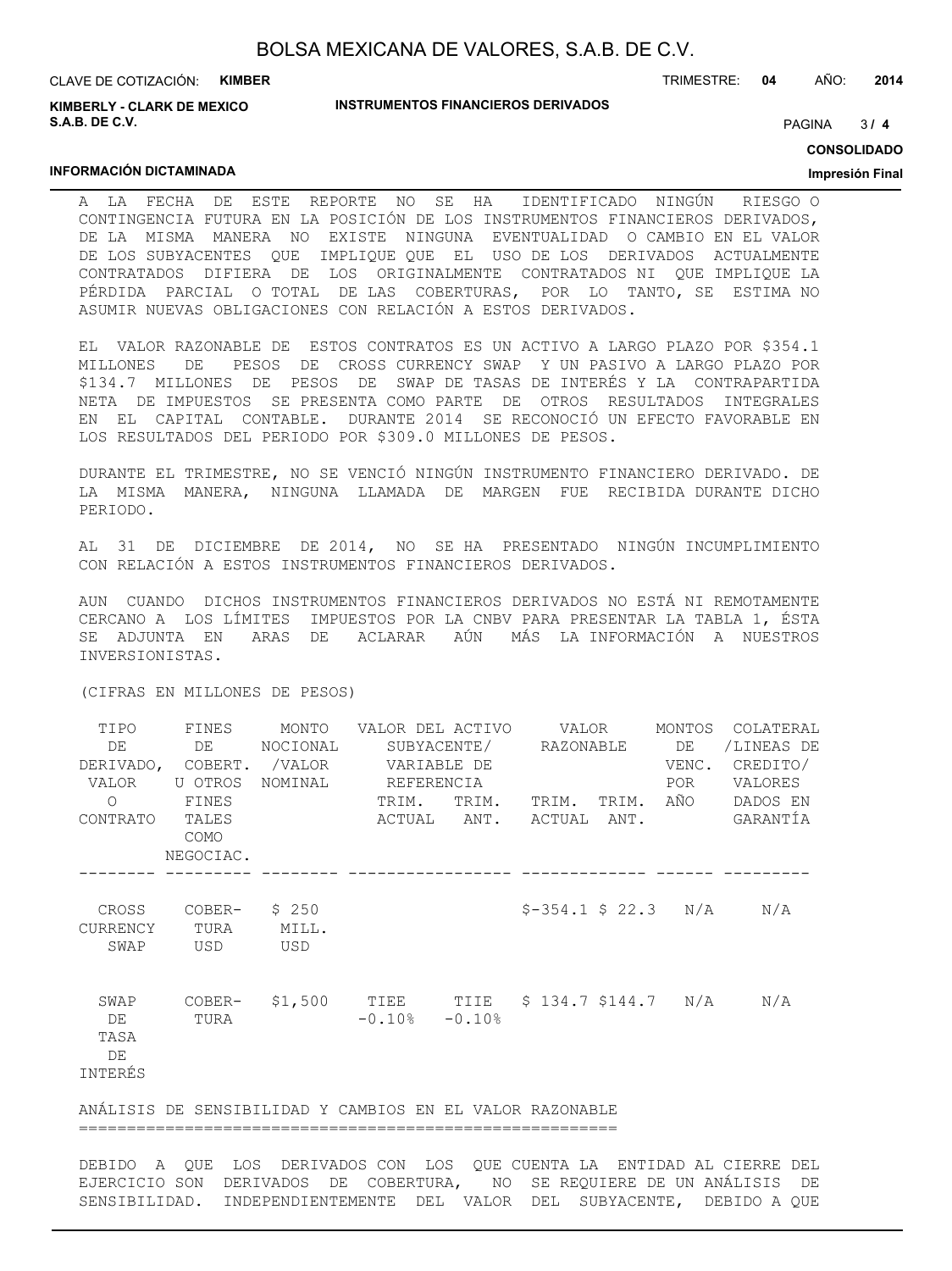A LA FECHA DE ESTE REPORTE NO SE HA IDENTIFICADO NINGÚN RIESGO O CONTINGENCIA FUTURA EN LA POSICIÓN DE LOS INSTRUMENTOS FINANCIEROS DERIVADOS, DE LA MISMA MANERA NO EXISTE NINGUNA EVENTUALIDAD O CAMBIO EN EL VALOR DE LOS SUBYACENTES QUE IMPLIQUE QUE EL USO DE LOS DERIVADOS ACTUALMENTE CONTRATADOS DIFIERA DE LOS ORIGINALMENTE CONTRATADOS NI QUE IMPLIQUE LA PÉRDIDA PARCIAL O TOTAL DE LAS COBERTURAS, POR LO TANTO, SE ESTIMA NO ASUMIR NUEVAS OBLIGACIONES CON RELACIÓN A ESTOS DERIVADOS.

EL VALOR RAZONABLE DE ESTOS CONTRATOS ES UN ACTIVO A LARGO PLAZO POR $354.1 MILLONES DE PESOS DE CROSS CURRENCY SWAP Y UN PASIVO A LARGO PLAZO POR $134.7 MILLONES DE PESOS DE SWAP DE TASAS DE INTERÉS Y LA CONTRAPARTIDA NETA DE IMPUESTOS SE PRESENTA COMO PARTE DE OTROS RESULTADOS INTEGRALES EN EL CAPITAL CONTABLE. DURANTE 2014 SE RECONOCIÓ UN EFECTO FAVORABLE EN LOS RESULTADOS DEL PERIODO POR $309.0 MILLONES DE PESOS.

DURANTE EL TRIMESTRE, NO SE VENCIÓ NINGÚN INSTRUMENTO FINANCIERO DERIVADO. DE LA MISMA MANERA, NINGUNA LLAMADA DE MARGEN FUE RECIBIDA DURANTE DICHO PERIODO.

AL 31 DE DICIEMBRE DE 2014, NO SE HA PRESENTADO NINGÚN INCUMPLIMIENTO CON RELACIÓN A ESTOS INSTRUMENTOS FINANCIEROS DERIVADOS.

AUN CUANDO DICHOS INSTRUMENTOS FINANCIEROS DERIVADOS NO ESTÁ NI REMOTAMENTE CERCANO A LOS LÍMITES IMPUESTOS POR LA CNBV PARA PRESENTAR LA TABLA 1, ÉSTA SE ADJUNTA EN ARAS DE ACLARAR AÚN MÁS LA INFORMACIÓN A NUESTROS INVERSIONISTAS.

(CIFRAS EN MILLONES DE PESOS)

| TIPO DE DERIVADO, VALOR O CONTRATO | FINES DE COBERT. U OTROS FINES TALES COMO NEGOCIAC. | MONTO NOCIONAL /VALOR NOMINAL | VALOR DEL ACTIVO SUBYACENTE/ VARIABLE DE REFERENCIA | | VALOR RAZONABLE | | MONTOS DE VENC. POR AÑO | COLATERAL /LINEAS DE CREDITO/ VALORES DADOS EN GARANTÍA |
|---|---|---|---|---|---|---|---|---|
| | | | TRIM. ACTUAL | TRIM. ANT. | TRIM. ACTUAL | TRIM. ANT. | | |
| CROSS CURRENCY SWAP | COBERTURA USD | $ 250 MILL. USD | | | $-354.1 | $ 22.3 | N/A | N/A |
| SWAP DE TASA DE INTERÉS | COBERTURA | $1,500 | TIEE -0.10% | TIIE -0.10% | $ 134.7 | $144.7 | N/A | N/A |

ANÁLISIS DE SENSIBILIDAD Y CAMBIOS EN EL VALOR RAZONABLE

DEBIDO A QUE LOS DERIVADOS CON LOS QUE CUENTA LA ENTIDAD AL CIERRE DEL EJERCICIO SON DERIVADOS DE COBERTURA, NO SE REQUIERE DE UN ANÁLISIS DE SENSIBILIDAD. INDEPENDIENTEMENTE DEL VALOR DEL SUBYACENTE, DEBIDO A QUE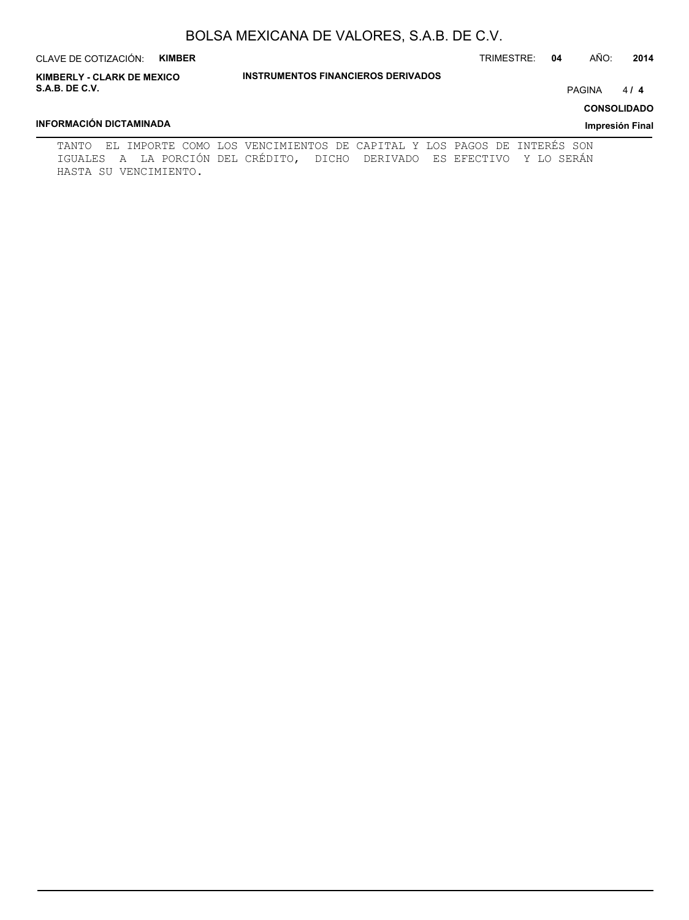TANTO EL IMPORTE COMO LOS VENCIMIENTOS DE CAPITAL Y LOS PAGOS DE INTERÉS SON IGUALES A LA PORCIÓN DEL CRÉDITO, DICHO DERIVADO ES EFECTIVO Y LO SERÁN HASTA SU VENCIMIENTO.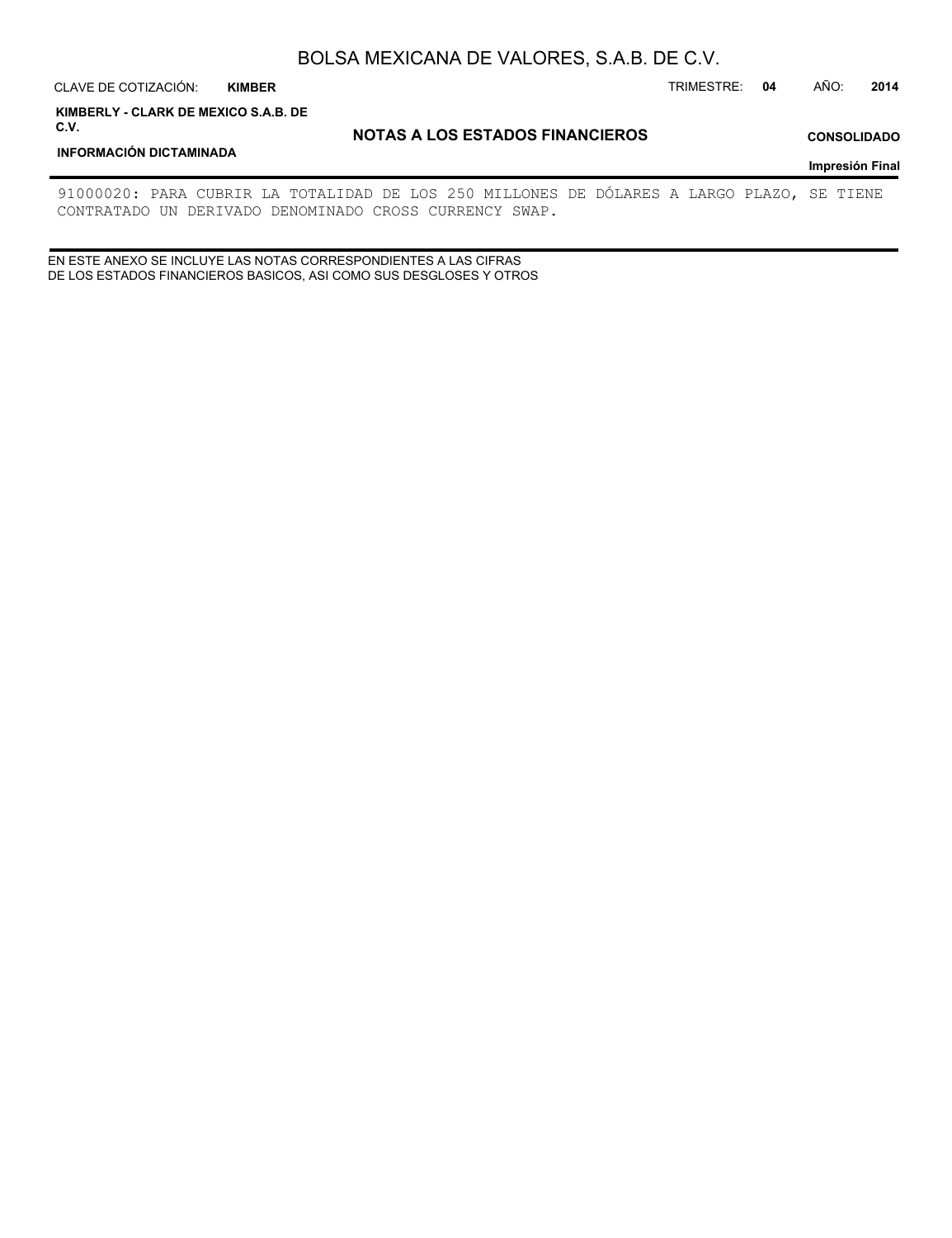91000020: PARA CUBRIR LA TOTALIDAD DE LOS 250 MILLONES DE DÓLARES A LARGO PLAZO, SE TIENE CONTRATADO UN DERIVADO DENOMINADO CROSS CURRENCY SWAP.